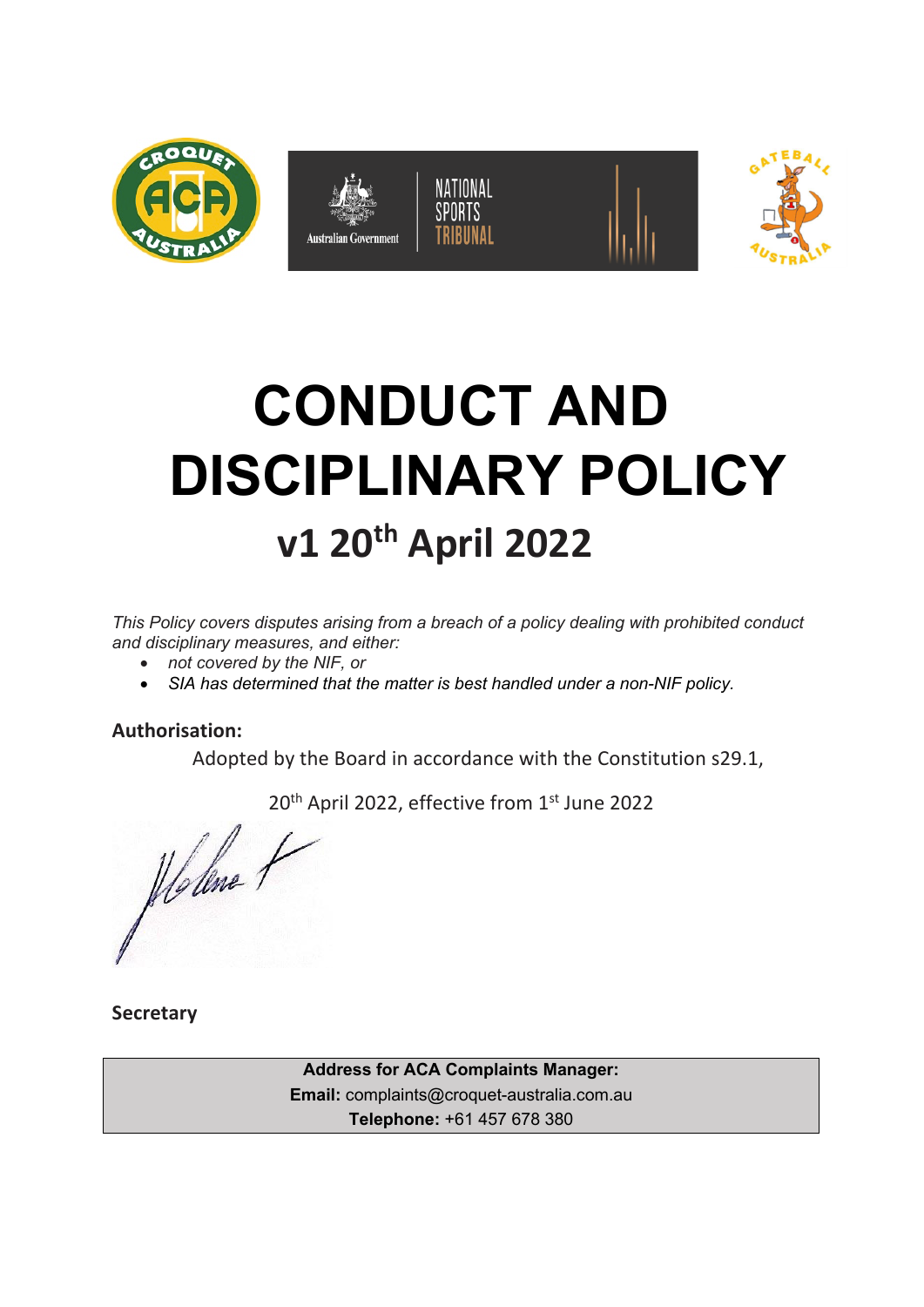# CONDUCT AND DISCIPLINARY POLICY

## v1 20th April 2022

*This Policy covers disputes arising from a breach of a policy dealing with prohibited conduct and disciplinary measures, and either:*

- *not covered by the NIF, or*
- *SIA has determined that the matter is best handled under a non-NIF policy.*

**Authorisation:**

Adopted by the Board in accordance with the Constitution s29.1,

20th April 2022, effective from 1st June 2022

**Secretary**

| **Address for ACA Complaints Manager:** |
| --- |
| **Email:** complaints@croquet-australia.com.au |
| **Telephone:** +61 457 678 380 |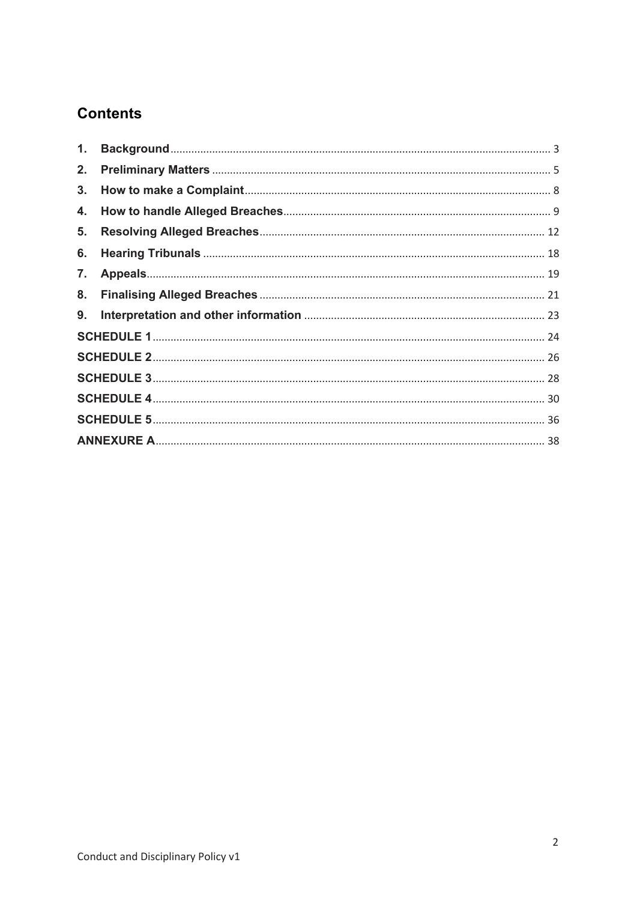## Contents

1. **Background** ........................................................................................................ 3
2. **Preliminary Matters** ............................................................................................ 5
3. **How to make a Complaint** ................................................................................... 8
4. **How to handle Alleged Breaches** ......................................................................... 9
5. **Resolving Alleged Breaches** ............................................................................... 12
6. **Hearing Tribunals** ............................................................................................. 18
7. **Appeals** ............................................................................................................ 19
8. **Finalising Alleged Breaches** ............................................................................... 21
9. **Interpretation and other information** .................................................................. 23

**SCHEDULE 1** ........................................................................................................ 24

**SCHEDULE 2** ........................................................................................................ 26

**SCHEDULE 3** ........................................................................................................ 28

**SCHEDULE 4** ........................................................................................................ 30

**SCHEDULE 5** ........................................................................................................ 36

**ANNEXURE A** ........................................................................................................ 38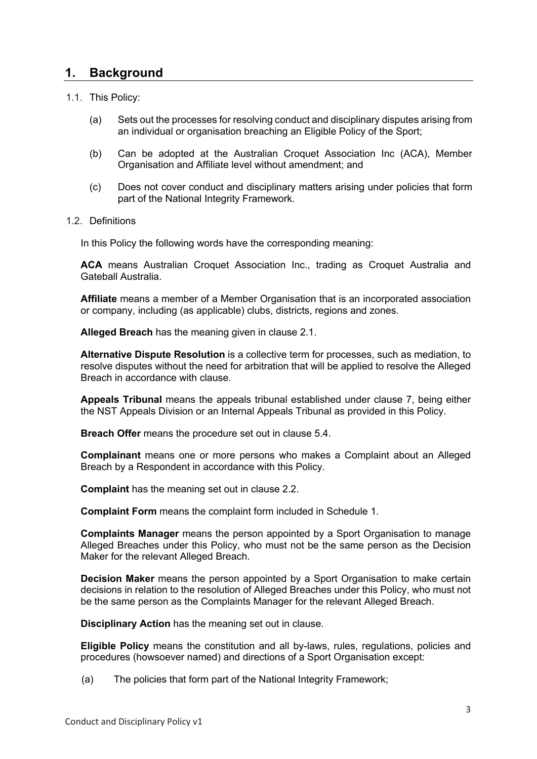## 1. Background

1.1. This Policy:

(a) Sets out the processes for resolving conduct and disciplinary disputes arising from an individual or organisation breaching an Eligible Policy of the Sport;

(b) Can be adopted at the Australian Croquet Association Inc (ACA), Member Organisation and Affiliate level without amendment; and

(c) Does not cover conduct and disciplinary matters arising under policies that form part of the National Integrity Framework.

1.2. Definitions

In this Policy the following words have the corresponding meaning:

**ACA** means Australian Croquet Association Inc., trading as Croquet Australia and Gateball Australia.

**Affiliate** means a member of a Member Organisation that is an incorporated association or company, including (as applicable) clubs, districts, regions and zones.

**Alleged Breach** has the meaning given in clause 2.1.

**Alternative Dispute Resolution** is a collective term for processes, such as mediation, to resolve disputes without the need for arbitration that will be applied to resolve the Alleged Breach in accordance with clause.

**Appeals Tribunal** means the appeals tribunal established under clause 7, being either the NST Appeals Division or an Internal Appeals Tribunal as provided in this Policy.

**Breach Offer** means the procedure set out in clause 5.4.

**Complainant** means one or more persons who makes a Complaint about an Alleged Breach by a Respondent in accordance with this Policy.

**Complaint** has the meaning set out in clause 2.2.

**Complaint Form** means the complaint form included in Schedule 1.

**Complaints Manager** means the person appointed by a Sport Organisation to manage Alleged Breaches under this Policy, who must not be the same person as the Decision Maker for the relevant Alleged Breach.

**Decision Maker** means the person appointed by a Sport Organisation to make certain decisions in relation to the resolution of Alleged Breaches under this Policy, who must not be the same person as the Complaints Manager for the relevant Alleged Breach.

**Disciplinary Action** has the meaning set out in clause.

**Eligible Policy** means the constitution and all by-laws, rules, regulations, policies and procedures (howsoever named) and directions of a Sport Organisation except:

(a) The policies that form part of the National Integrity Framework;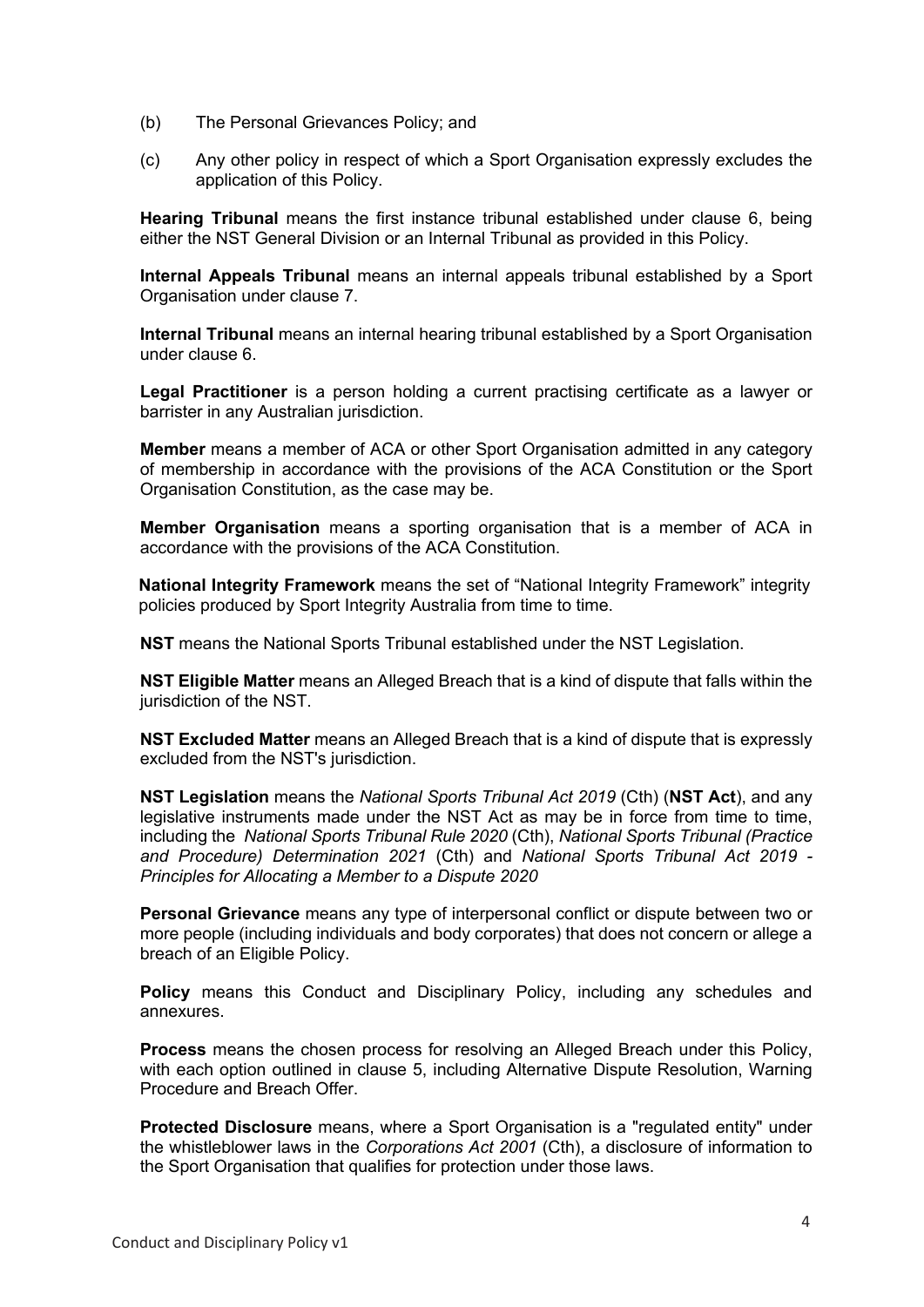(b) The Personal Grievances Policy; and

(c) Any other policy in respect of which a Sport Organisation expressly excludes the application of this Policy.

**Hearing Tribunal** means the first instance tribunal established under clause 6, being either the NST General Division or an Internal Tribunal as provided in this Policy.

**Internal Appeals Tribunal** means an internal appeals tribunal established by a Sport Organisation under clause 7.

**Internal Tribunal** means an internal hearing tribunal established by a Sport Organisation under clause 6.

**Legal Practitioner** is a person holding a current practising certificate as a lawyer or barrister in any Australian jurisdiction.

**Member** means a member of ACA or other Sport Organisation admitted in any category of membership in accordance with the provisions of the ACA Constitution or the Sport Organisation Constitution, as the case may be.

**Member Organisation** means a sporting organisation that is a member of ACA in accordance with the provisions of the ACA Constitution.

**National Integrity Framework** means the set of "National Integrity Framework" integrity policies produced by Sport Integrity Australia from time to time.

**NST** means the National Sports Tribunal established under the NST Legislation.

**NST Eligible Matter** means an Alleged Breach that is a kind of dispute that falls within the jurisdiction of the NST.

**NST Excluded Matter** means an Alleged Breach that is a kind of dispute that is expressly excluded from the NST's jurisdiction.

**NST Legislation** means the *National Sports Tribunal Act 2019* (Cth) (**NST Act**), and any legislative instruments made under the NST Act as may be in force from time to time, including the *National Sports Tribunal Rule 2020* (Cth), *National Sports Tribunal (Practice and Procedure) Determination 2021* (Cth) and *National Sports Tribunal Act 2019 - Principles for Allocating a Member to a Dispute 2020*

**Personal Grievance** means any type of interpersonal conflict or dispute between two or more people (including individuals and body corporates) that does not concern or allege a breach of an Eligible Policy.

**Policy** means this Conduct and Disciplinary Policy, including any schedules and annexures.

**Process** means the chosen process for resolving an Alleged Breach under this Policy, with each option outlined in clause 5, including Alternative Dispute Resolution, Warning Procedure and Breach Offer.

**Protected Disclosure** means, where a Sport Organisation is a "regulated entity" under the whistleblower laws in the *Corporations Act 2001* (Cth), a disclosure of information to the Sport Organisation that qualifies for protection under those laws.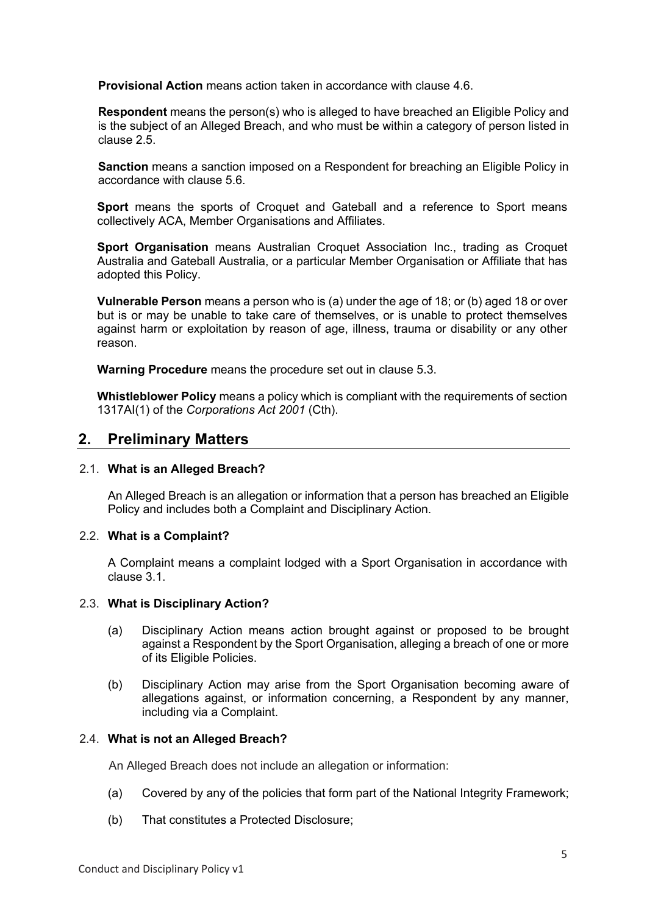**Provisional Action** means action taken in accordance with clause 4.6.

**Respondent** means the person(s) who is alleged to have breached an Eligible Policy and is the subject of an Alleged Breach, and who must be within a category of person listed in clause 2.5.

**Sanction** means a sanction imposed on a Respondent for breaching an Eligible Policy in accordance with clause 5.6.

**Sport** means the sports of Croquet and Gateball and a reference to Sport means collectively ACA, Member Organisations and Affiliates.

**Sport Organisation** means Australian Croquet Association Inc., trading as Croquet Australia and Gateball Australia, or a particular Member Organisation or Affiliate that has adopted this Policy.

**Vulnerable Person** means a person who is (a) under the age of 18; or (b) aged 18 or over but is or may be unable to take care of themselves, or is unable to protect themselves against harm or exploitation by reason of age, illness, trauma or disability or any other reason.

**Warning Procedure** means the procedure set out in clause 5.3.

**Whistleblower Policy** means a policy which is compliant with the requirements of section 1317AI(1) of the *Corporations Act 2001* (Cth).

## 2. Preliminary Matters

### 2.1. What is an Alleged Breach?

An Alleged Breach is an allegation or information that a person has breached an Eligible Policy and includes both a Complaint and Disciplinary Action.

### 2.2. What is a Complaint?

A Complaint means a complaint lodged with a Sport Organisation in accordance with clause 3.1.

### 2.3. What is Disciplinary Action?

(a) Disciplinary Action means action brought against or proposed to be brought against a Respondent by the Sport Organisation, alleging a breach of one or more of its Eligible Policies.

(b) Disciplinary Action may arise from the Sport Organisation becoming aware of allegations against, or information concerning, a Respondent by any manner, including via a Complaint.

### 2.4. What is not an Alleged Breach?

An Alleged Breach does not include an allegation or information:

(a) Covered by any of the policies that form part of the National Integrity Framework;

(b) That constitutes a Protected Disclosure;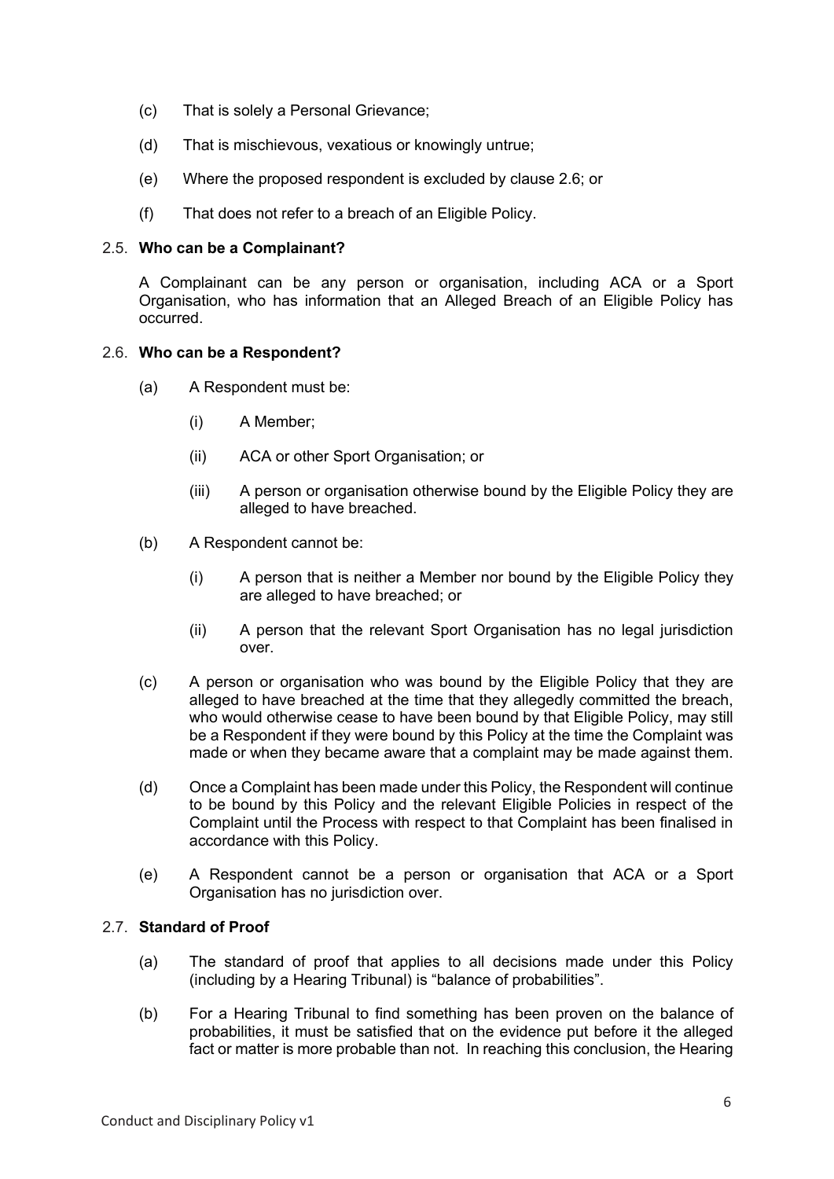(c) That is solely a Personal Grievance;

(d) That is mischievous, vexatious or knowingly untrue;

(e) Where the proposed respondent is excluded by clause 2.6; or

(f) That does not refer to a breach of an Eligible Policy.

### 2.5. Who can be a Complainant?

A Complainant can be any person or organisation, including ACA or a Sport Organisation, who has information that an Alleged Breach of an Eligible Policy has occurred.

### 2.6. Who can be a Respondent?

(a) A Respondent must be:

(i) A Member;

(ii) ACA or other Sport Organisation; or

(iii) A person or organisation otherwise bound by the Eligible Policy they are alleged to have breached.

(b) A Respondent cannot be:

(i) A person that is neither a Member nor bound by the Eligible Policy they are alleged to have breached; or

(ii) A person that the relevant Sport Organisation has no legal jurisdiction over.

(c) A person or organisation who was bound by the Eligible Policy that they are alleged to have breached at the time that they allegedly committed the breach, who would otherwise cease to have been bound by that Eligible Policy, may still be a Respondent if they were bound by this Policy at the time the Complaint was made or when they became aware that a complaint may be made against them.

(d) Once a Complaint has been made under this Policy, the Respondent will continue to be bound by this Policy and the relevant Eligible Policies in respect of the Complaint until the Process with respect to that Complaint has been finalised in accordance with this Policy.

(e) A Respondent cannot be a person or organisation that ACA or a Sport Organisation has no jurisdiction over.

### 2.7. Standard of Proof

(a) The standard of proof that applies to all decisions made under this Policy (including by a Hearing Tribunal) is "balance of probabilities".

(b) For a Hearing Tribunal to find something has been proven on the balance of probabilities, it must be satisfied that on the evidence put before it the alleged fact or matter is more probable than not. In reaching this conclusion, the Hearing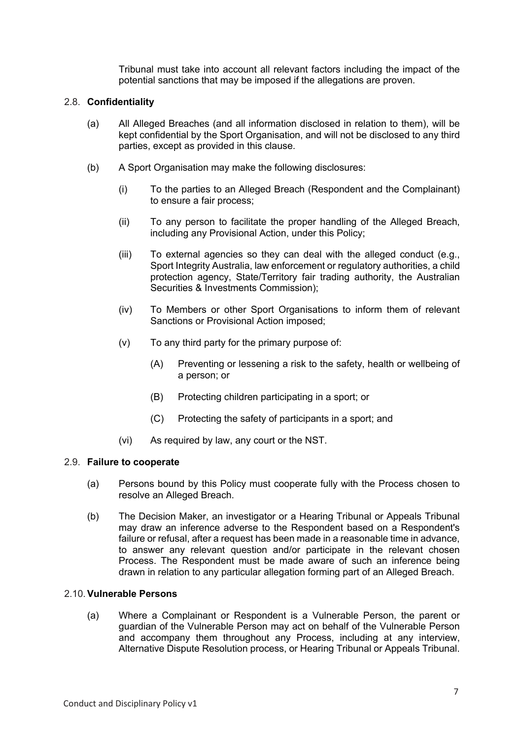Tribunal must take into account all relevant factors including the impact of the potential sanctions that may be imposed if the allegations are proven.

### 2.8. Confidentiality

(a) All Alleged Breaches (and all information disclosed in relation to them), will be kept confidential by the Sport Organisation, and will not be disclosed to any third parties, except as provided in this clause.

(b) A Sport Organisation may make the following disclosures:

(i) To the parties to an Alleged Breach (Respondent and the Complainant) to ensure a fair process;

(ii) To any person to facilitate the proper handling of the Alleged Breach, including any Provisional Action, under this Policy;

(iii) To external agencies so they can deal with the alleged conduct (e.g., Sport Integrity Australia, law enforcement or regulatory authorities, a child protection agency, State/Territory fair trading authority, the Australian Securities & Investments Commission);

(iv) To Members or other Sport Organisations to inform them of relevant Sanctions or Provisional Action imposed;

(v) To any third party for the primary purpose of:

(A) Preventing or lessening a risk to the safety, health or wellbeing of a person; or

(B) Protecting children participating in a sport; or

(C) Protecting the safety of participants in a sport; and

(vi) As required by law, any court or the NST.

### 2.9. Failure to cooperate

(a) Persons bound by this Policy must cooperate fully with the Process chosen to resolve an Alleged Breach.

(b) The Decision Maker, an investigator or a Hearing Tribunal or Appeals Tribunal may draw an inference adverse to the Respondent based on a Respondent's failure or refusal, after a request has been made in a reasonable time in advance, to answer any relevant question and/or participate in the relevant chosen Process. The Respondent must be made aware of such an inference being drawn in relation to any particular allegation forming part of an Alleged Breach.

### 2.10. Vulnerable Persons

(a) Where a Complainant or Respondent is a Vulnerable Person, the parent or guardian of the Vulnerable Person may act on behalf of the Vulnerable Person and accompany them throughout any Process, including at any interview, Alternative Dispute Resolution process, or Hearing Tribunal or Appeals Tribunal.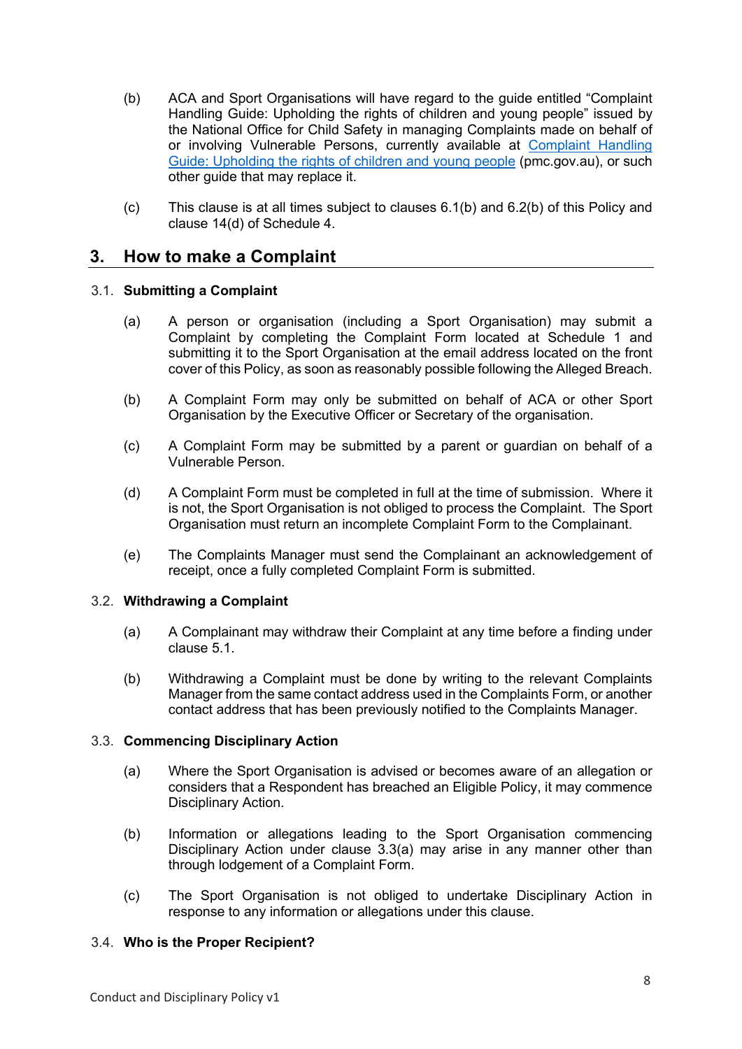(b) ACA and Sport Organisations will have regard to the guide entitled "Complaint Handling Guide: Upholding the rights of children and young people" issued by the National Office for Child Safety in managing Complaints made on behalf of or involving Vulnerable Persons, currently available at [Complaint Handling Guide: Upholding the rights of children and young people](pmc.gov.au) (pmc.gov.au), or such other guide that may replace it.

(c) This clause is at all times subject to clauses 6.1(b) and 6.2(b) of this Policy and clause 14(d) of Schedule 4.

## 3. How to make a Complaint

### 3.1. Submitting a Complaint

(a) A person or organisation (including a Sport Organisation) may submit a Complaint by completing the Complaint Form located at Schedule 1 and submitting it to the Sport Organisation at the email address located on the front cover of this Policy, as soon as reasonably possible following the Alleged Breach.

(b) A Complaint Form may only be submitted on behalf of ACA or other Sport Organisation by the Executive Officer or Secretary of the organisation.

(c) A Complaint Form may be submitted by a parent or guardian on behalf of a Vulnerable Person.

(d) A Complaint Form must be completed in full at the time of submission. Where it is not, the Sport Organisation is not obliged to process the Complaint. The Sport Organisation must return an incomplete Complaint Form to the Complainant.

(e) The Complaints Manager must send the Complainant an acknowledgement of receipt, once a fully completed Complaint Form is submitted.

### 3.2. Withdrawing a Complaint

(a) A Complainant may withdraw their Complaint at any time before a finding under clause 5.1.

(b) Withdrawing a Complaint must be done by writing to the relevant Complaints Manager from the same contact address used in the Complaints Form, or another contact address that has been previously notified to the Complaints Manager.

### 3.3. Commencing Disciplinary Action

(a) Where the Sport Organisation is advised or becomes aware of an allegation or considers that a Respondent has breached an Eligible Policy, it may commence Disciplinary Action.

(b) Information or allegations leading to the Sport Organisation commencing Disciplinary Action under clause 3.3(a) may arise in any manner other than through lodgement of a Complaint Form.

(c) The Sport Organisation is not obliged to undertake Disciplinary Action in response to any information or allegations under this clause.

### 3.4. Who is the Proper Recipient?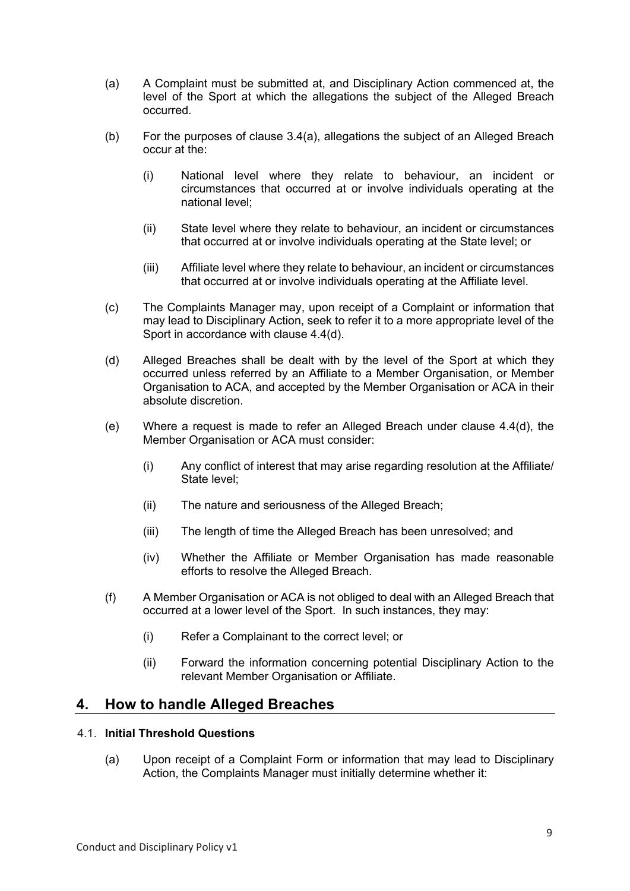(a) A Complaint must be submitted at, and Disciplinary Action commenced at, the level of the Sport at which the allegations the subject of the Alleged Breach occurred.

(b) For the purposes of clause 3.4(a), allegations the subject of an Alleged Breach occur at the:

   (i) National level where they relate to behaviour, an incident or circumstances that occurred at or involve individuals operating at the national level;

   (ii) State level where they relate to behaviour, an incident or circumstances that occurred at or involve individuals operating at the State level; or

   (iii) Affiliate level where they relate to behaviour, an incident or circumstances that occurred at or involve individuals operating at the Affiliate level.

(c) The Complaints Manager may, upon receipt of a Complaint or information that may lead to Disciplinary Action, seek to refer it to a more appropriate level of the Sport in accordance with clause 4.4(d).

(d) Alleged Breaches shall be dealt with by the level of the Sport at which they occurred unless referred by an Affiliate to a Member Organisation, or Member Organisation to ACA, and accepted by the Member Organisation or ACA in their absolute discretion.

(e) Where a request is made to refer an Alleged Breach under clause 4.4(d), the Member Organisation or ACA must consider:

   (i) Any conflict of interest that may arise regarding resolution at the Affiliate/ State level;

   (ii) The nature and seriousness of the Alleged Breach;

   (iii) The length of time the Alleged Breach has been unresolved; and

   (iv) Whether the Affiliate or Member Organisation has made reasonable efforts to resolve the Alleged Breach.

(f) A Member Organisation or ACA is not obliged to deal with an Alleged Breach that occurred at a lower level of the Sport. In such instances, they may:

   (i) Refer a Complainant to the correct level; or

   (ii) Forward the information concerning potential Disciplinary Action to the relevant Member Organisation or Affiliate.

## 4. How to handle Alleged Breaches

### 4.1. Initial Threshold Questions

(a) Upon receipt of a Complaint Form or information that may lead to Disciplinary Action, the Complaints Manager must initially determine whether it: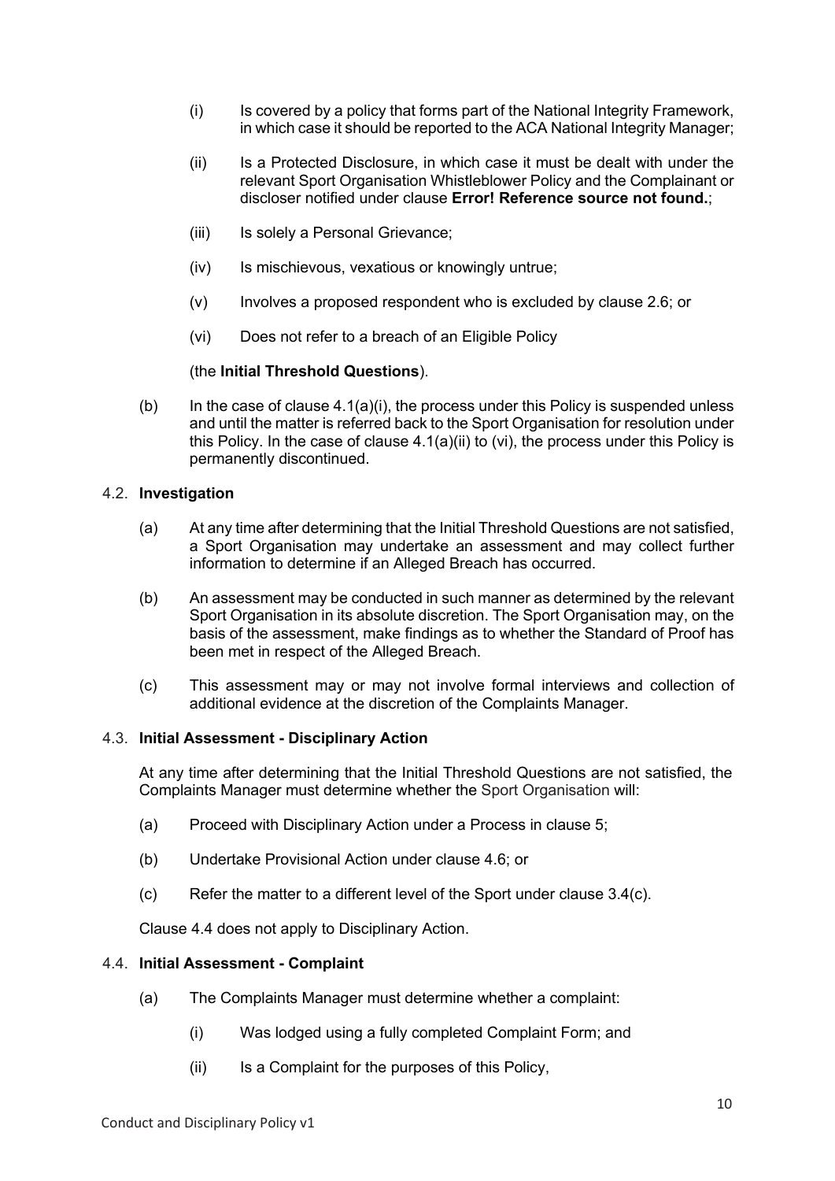(i) Is covered by a policy that forms part of the National Integrity Framework, in which case it should be reported to the ACA National Integrity Manager;

(ii) Is a Protected Disclosure, in which case it must be dealt with under the relevant Sport Organisation Whistleblower Policy and the Complainant or discloser notified under clause **Error! Reference source not found.**;

(iii) Is solely a Personal Grievance;

(iv) Is mischievous, vexatious or knowingly untrue;

(v) Involves a proposed respondent who is excluded by clause 2.6; or

(vi) Does not refer to a breach of an Eligible Policy

(the **Initial Threshold Questions**).

(b) In the case of clause 4.1(a)(i), the process under this Policy is suspended unless and until the matter is referred back to the Sport Organisation for resolution under this Policy. In the case of clause 4.1(a)(ii) to (vi), the process under this Policy is permanently discontinued.

### 4.2. Investigation

(a) At any time after determining that the Initial Threshold Questions are not satisfied, a Sport Organisation may undertake an assessment and may collect further information to determine if an Alleged Breach has occurred.

(b) An assessment may be conducted in such manner as determined by the relevant Sport Organisation in its absolute discretion. The Sport Organisation may, on the basis of the assessment, make findings as to whether the Standard of Proof has been met in respect of the Alleged Breach.

(c) This assessment may or may not involve formal interviews and collection of additional evidence at the discretion of the Complaints Manager.

### 4.3. Initial Assessment - Disciplinary Action

At any time after determining that the Initial Threshold Questions are not satisfied, the Complaints Manager must determine whether the Sport Organisation will:

(a) Proceed with Disciplinary Action under a Process in clause 5;

(b) Undertake Provisional Action under clause 4.6; or

(c) Refer the matter to a different level of the Sport under clause 3.4(c).

Clause 4.4 does not apply to Disciplinary Action.

### 4.4. Initial Assessment - Complaint

(a) The Complaints Manager must determine whether a complaint:

(i) Was lodged using a fully completed Complaint Form; and

(ii) Is a Complaint for the purposes of this Policy,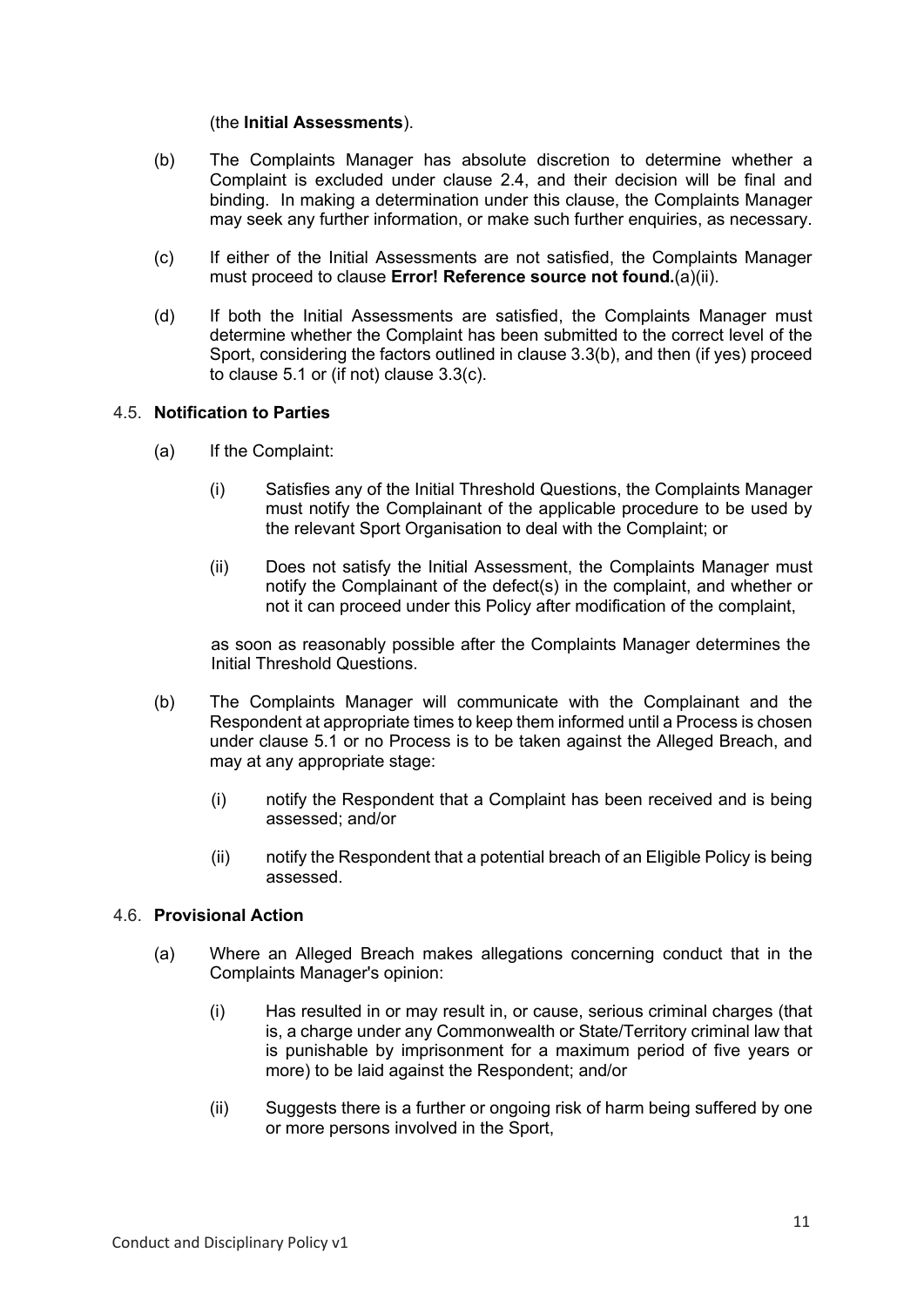(the **Initial Assessments**).

(b) The Complaints Manager has absolute discretion to determine whether a Complaint is excluded under clause 2.4, and their decision will be final and binding. In making a determination under this clause, the Complaints Manager may seek any further information, or make such further enquiries, as necessary.

(c) If either of the Initial Assessments are not satisfied, the Complaints Manager must proceed to clause **Error! Reference source not found.**(a)(ii).

(d) If both the Initial Assessments are satisfied, the Complaints Manager must determine whether the Complaint has been submitted to the correct level of the Sport, considering the factors outlined in clause 3.3(b), and then (if yes) proceed to clause 5.1 or (if not) clause 3.3(c).

### 4.5. **Notification to Parties**

(a) If the Complaint:

(i) Satisfies any of the Initial Threshold Questions, the Complaints Manager must notify the Complainant of the applicable procedure to be used by the relevant Sport Organisation to deal with the Complaint; or

(ii) Does not satisfy the Initial Assessment, the Complaints Manager must notify the Complainant of the defect(s) in the complaint, and whether or not it can proceed under this Policy after modification of the complaint,

as soon as reasonably possible after the Complaints Manager determines the Initial Threshold Questions.

(b) The Complaints Manager will communicate with the Complainant and the Respondent at appropriate times to keep them informed until a Process is chosen under clause 5.1 or no Process is to be taken against the Alleged Breach, and may at any appropriate stage:

(i) notify the Respondent that a Complaint has been received and is being assessed; and/or

(ii) notify the Respondent that a potential breach of an Eligible Policy is being assessed.

### 4.6. **Provisional Action**

(a) Where an Alleged Breach makes allegations concerning conduct that in the Complaints Manager's opinion:

(i) Has resulted in or may result in, or cause, serious criminal charges (that is, a charge under any Commonwealth or State/Territory criminal law that is punishable by imprisonment for a maximum period of five years or more) to be laid against the Respondent; and/or

(ii) Suggests there is a further or ongoing risk of harm being suffered by one or more persons involved in the Sport,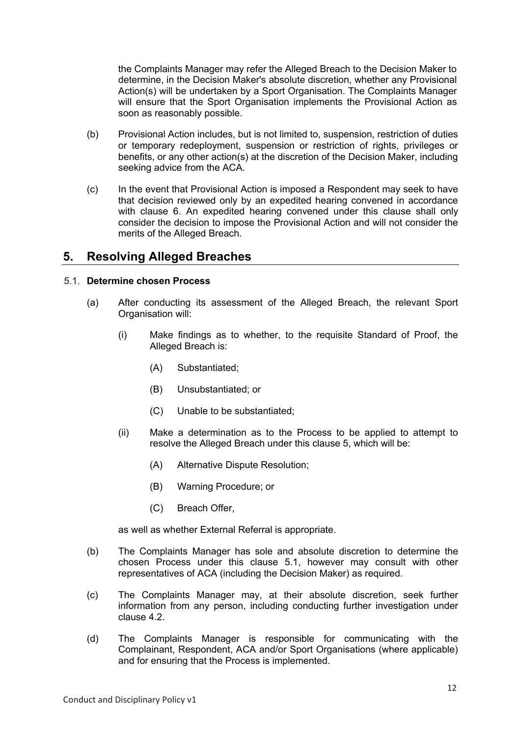the Complaints Manager may refer the Alleged Breach to the Decision Maker to determine, in the Decision Maker's absolute discretion, whether any Provisional Action(s) will be undertaken by a Sport Organisation. The Complaints Manager will ensure that the Sport Organisation implements the Provisional Action as soon as reasonably possible.

(b) Provisional Action includes, but is not limited to, suspension, restriction of duties or temporary redeployment, suspension or restriction of rights, privileges or benefits, or any other action(s) at the discretion of the Decision Maker, including seeking advice from the ACA.

(c) In the event that Provisional Action is imposed a Respondent may seek to have that decision reviewed only by an expedited hearing convened in accordance with clause 6. An expedited hearing convened under this clause shall only consider the decision to impose the Provisional Action and will not consider the merits of the Alleged Breach.

## 5. Resolving Alleged Breaches

### 5.1. Determine chosen Process

(a) After conducting its assessment of the Alleged Breach, the relevant Sport Organisation will:

(i) Make findings as to whether, to the requisite Standard of Proof, the Alleged Breach is:

(A) Substantiated;

(B) Unsubstantiated; or

(C) Unable to be substantiated;

(ii) Make a determination as to the Process to be applied to attempt to resolve the Alleged Breach under this clause 5, which will be:

(A) Alternative Dispute Resolution;

(B) Warning Procedure; or

(C) Breach Offer,

as well as whether External Referral is appropriate.

(b) The Complaints Manager has sole and absolute discretion to determine the chosen Process under this clause 5.1, however may consult with other representatives of ACA (including the Decision Maker) as required.

(c) The Complaints Manager may, at their absolute discretion, seek further information from any person, including conducting further investigation under clause 4.2.

(d) The Complaints Manager is responsible for communicating with the Complainant, Respondent, ACA and/or Sport Organisations (where applicable) and for ensuring that the Process is implemented.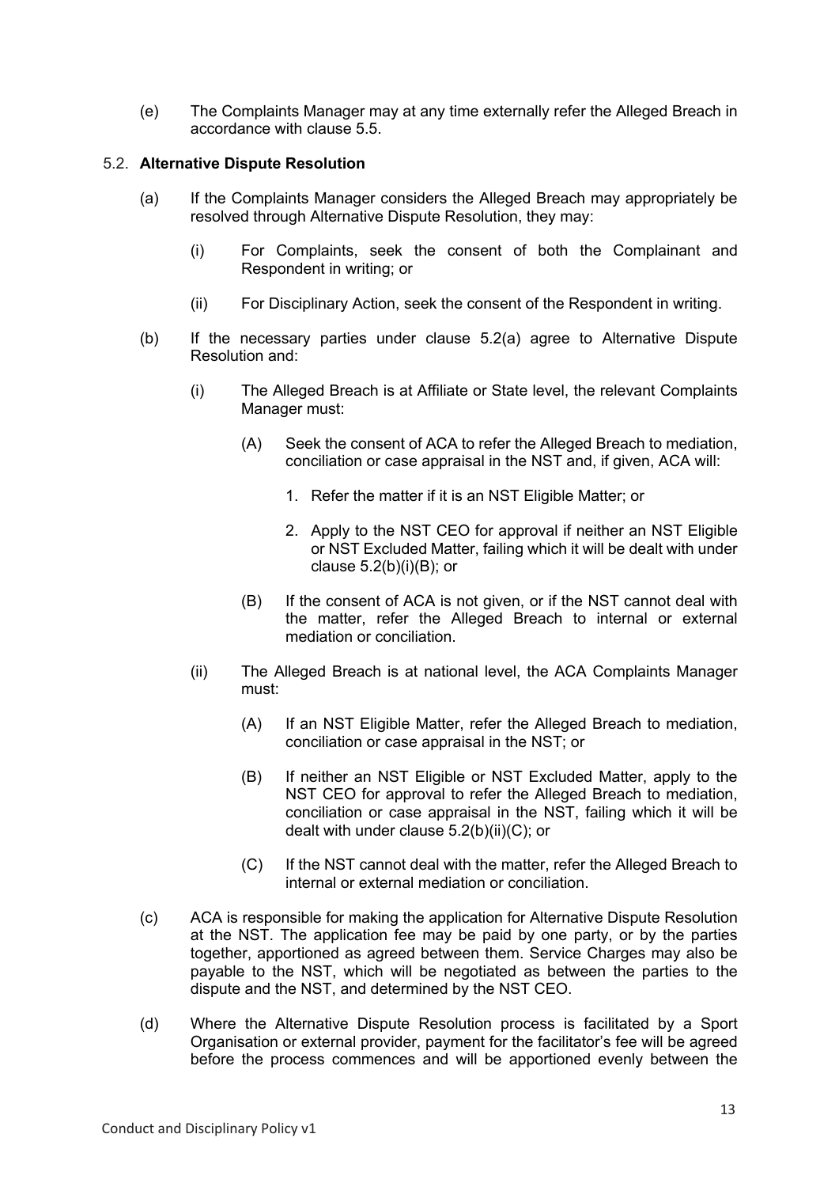(e) The Complaints Manager may at any time externally refer the Alleged Breach in accordance with clause 5.5.

### 5.2. **Alternative Dispute Resolution**

(a) If the Complaints Manager considers the Alleged Breach may appropriately be resolved through Alternative Dispute Resolution, they may:

- (i) For Complaints, seek the consent of both the Complainant and Respondent in writing; or
- (ii) For Disciplinary Action, seek the consent of the Respondent in writing.

(b) If the necessary parties under clause 5.2(a) agree to Alternative Dispute Resolution and:

- (i) The Alleged Breach is at Affiliate or State level, the relevant Complaints Manager must:
  - (A) Seek the consent of ACA to refer the Alleged Breach to mediation, conciliation or case appraisal in the NST and, if given, ACA will:
    1. Refer the matter if it is an NST Eligible Matter; or
    2. Apply to the NST CEO for approval if neither an NST Eligible or NST Excluded Matter, failing which it will be dealt with under clause 5.2(b)(i)(B); or
  - (B) If the consent of ACA is not given, or if the NST cannot deal with the matter, refer the Alleged Breach to internal or external mediation or conciliation.
- (ii) The Alleged Breach is at national level, the ACA Complaints Manager must:
  - (A) If an NST Eligible Matter, refer the Alleged Breach to mediation, conciliation or case appraisal in the NST; or
  - (B) If neither an NST Eligible or NST Excluded Matter, apply to the NST CEO for approval to refer the Alleged Breach to mediation, conciliation or case appraisal in the NST, failing which it will be dealt with under clause 5.2(b)(ii)(C); or
  - (C) If the NST cannot deal with the matter, refer the Alleged Breach to internal or external mediation or conciliation.

(c) ACA is responsible for making the application for Alternative Dispute Resolution at the NST. The application fee may be paid by one party, or by the parties together, apportioned as agreed between them. Service Charges may also be payable to the NST, which will be negotiated as between the parties to the dispute and the NST, and determined by the NST CEO.

(d) Where the Alternative Dispute Resolution process is facilitated by a Sport Organisation or external provider, payment for the facilitator's fee will be agreed before the process commences and will be apportioned evenly between the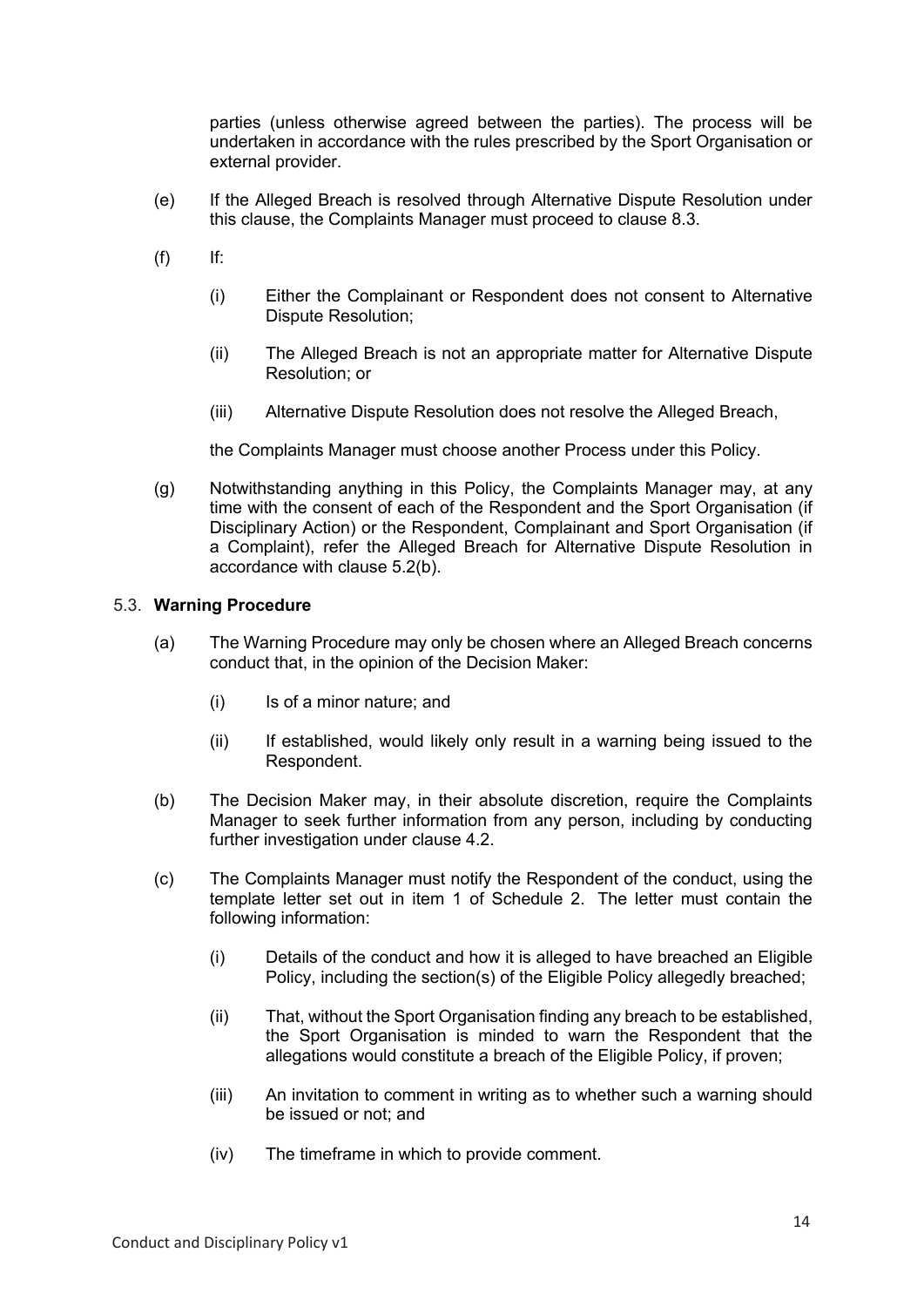parties (unless otherwise agreed between the parties). The process will be undertaken in accordance with the rules prescribed by the Sport Organisation or external provider.

(e) If the Alleged Breach is resolved through Alternative Dispute Resolution under this clause, the Complaints Manager must proceed to clause 8.3.

(f) If:

(i) Either the Complainant or Respondent does not consent to Alternative Dispute Resolution;

(ii) The Alleged Breach is not an appropriate matter for Alternative Dispute Resolution; or

(iii) Alternative Dispute Resolution does not resolve the Alleged Breach,

the Complaints Manager must choose another Process under this Policy.

(g) Notwithstanding anything in this Policy, the Complaints Manager may, at any time with the consent of each of the Respondent and the Sport Organisation (if Disciplinary Action) or the Respondent, Complainant and Sport Organisation (if a Complaint), refer the Alleged Breach for Alternative Dispute Resolution in accordance with clause 5.2(b).

### 5.3. **Warning Procedure**

(a) The Warning Procedure may only be chosen where an Alleged Breach concerns conduct that, in the opinion of the Decision Maker:

(i) Is of a minor nature; and

(ii) If established, would likely only result in a warning being issued to the Respondent.

(b) The Decision Maker may, in their absolute discretion, require the Complaints Manager to seek further information from any person, including by conducting further investigation under clause 4.2.

(c) The Complaints Manager must notify the Respondent of the conduct, using the template letter set out in item 1 of Schedule 2. The letter must contain the following information:

(i) Details of the conduct and how it is alleged to have breached an Eligible Policy, including the section(s) of the Eligible Policy allegedly breached;

(ii) That, without the Sport Organisation finding any breach to be established, the Sport Organisation is minded to warn the Respondent that the allegations would constitute a breach of the Eligible Policy, if proven;

(iii) An invitation to comment in writing as to whether such a warning should be issued or not; and

(iv) The timeframe in which to provide comment.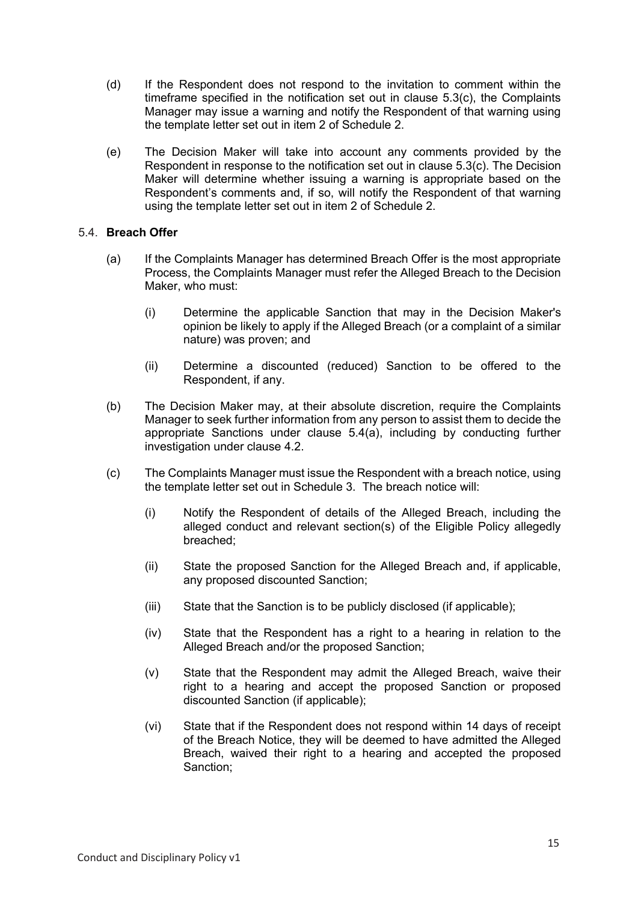(d) If the Respondent does not respond to the invitation to comment within the timeframe specified in the notification set out in clause 5.3(c), the Complaints Manager may issue a warning and notify the Respondent of that warning using the template letter set out in item 2 of Schedule 2.

(e) The Decision Maker will take into account any comments provided by the Respondent in response to the notification set out in clause 5.3(c). The Decision Maker will determine whether issuing a warning is appropriate based on the Respondent's comments and, if so, will notify the Respondent of that warning using the template letter set out in item 2 of Schedule 2.

5.4. **Breach Offer**

(a) If the Complaints Manager has determined Breach Offer is the most appropriate Process, the Complaints Manager must refer the Alleged Breach to the Decision Maker, who must:

(i) Determine the applicable Sanction that may in the Decision Maker's opinion be likely to apply if the Alleged Breach (or a complaint of a similar nature) was proven; and

(ii) Determine a discounted (reduced) Sanction to be offered to the Respondent, if any.

(b) The Decision Maker may, at their absolute discretion, require the Complaints Manager to seek further information from any person to assist them to decide the appropriate Sanctions under clause 5.4(a), including by conducting further investigation under clause 4.2.

(c) The Complaints Manager must issue the Respondent with a breach notice, using the template letter set out in Schedule 3. The breach notice will:

(i) Notify the Respondent of details of the Alleged Breach, including the alleged conduct and relevant section(s) of the Eligible Policy allegedly breached;

(ii) State the proposed Sanction for the Alleged Breach and, if applicable, any proposed discounted Sanction;

(iii) State that the Sanction is to be publicly disclosed (if applicable);

(iv) State that the Respondent has a right to a hearing in relation to the Alleged Breach and/or the proposed Sanction;

(v) State that the Respondent may admit the Alleged Breach, waive their right to a hearing and accept the proposed Sanction or proposed discounted Sanction (if applicable);

(vi) State that if the Respondent does not respond within 14 days of receipt of the Breach Notice, they will be deemed to have admitted the Alleged Breach, waived their right to a hearing and accepted the proposed Sanction;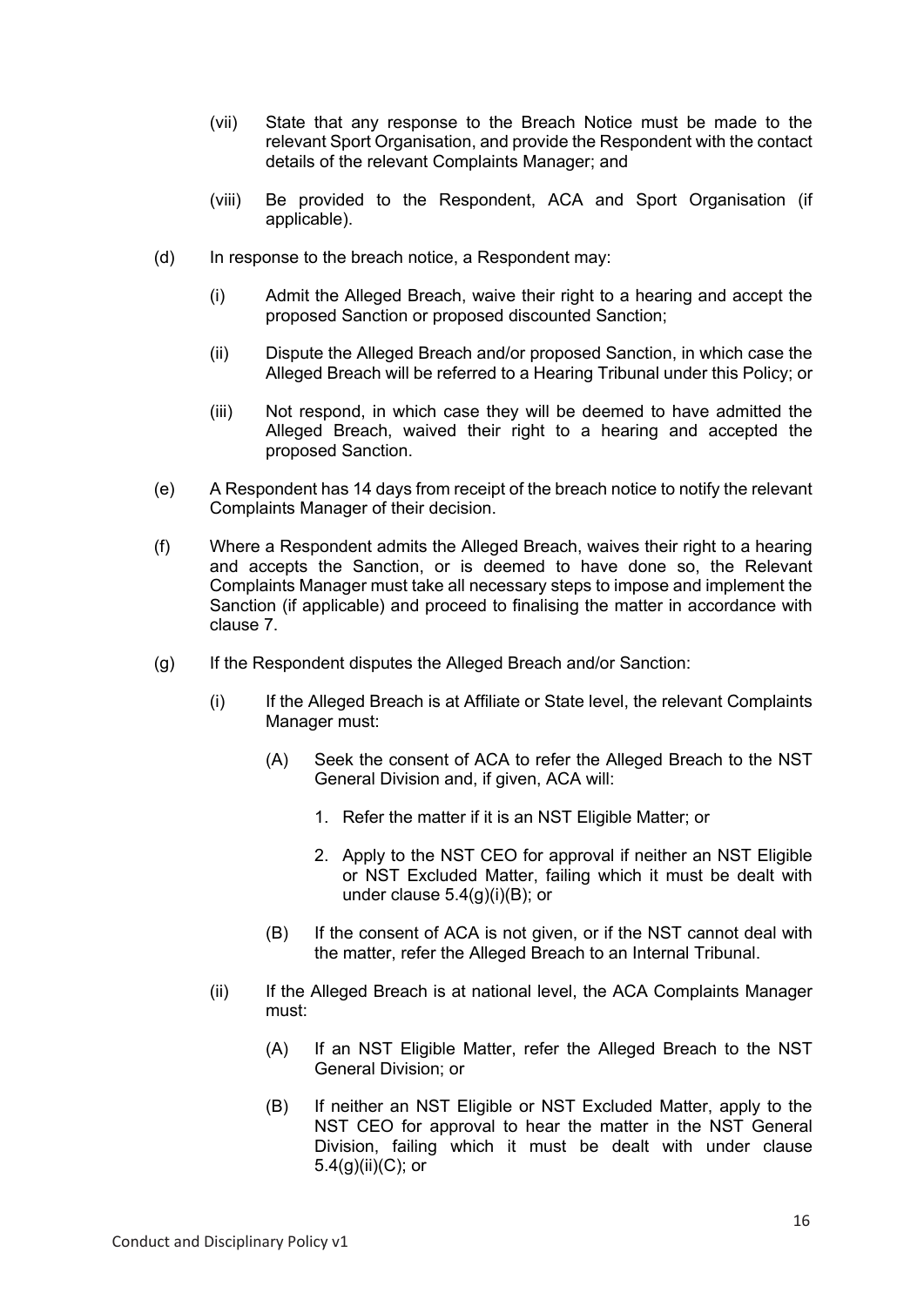(vii) State that any response to the Breach Notice must be made to the relevant Sport Organisation, and provide the Respondent with the contact details of the relevant Complaints Manager; and

(viii) Be provided to the Respondent, ACA and Sport Organisation (if applicable).

(d) In response to the breach notice, a Respondent may:

(i) Admit the Alleged Breach, waive their right to a hearing and accept the proposed Sanction or proposed discounted Sanction;

(ii) Dispute the Alleged Breach and/or proposed Sanction, in which case the Alleged Breach will be referred to a Hearing Tribunal under this Policy; or

(iii) Not respond, in which case they will be deemed to have admitted the Alleged Breach, waived their right to a hearing and accepted the proposed Sanction.

(e) A Respondent has 14 days from receipt of the breach notice to notify the relevant Complaints Manager of their decision.

(f) Where a Respondent admits the Alleged Breach, waives their right to a hearing and accepts the Sanction, or is deemed to have done so, the Relevant Complaints Manager must take all necessary steps to impose and implement the Sanction (if applicable) and proceed to finalising the matter in accordance with clause 7.

(g) If the Respondent disputes the Alleged Breach and/or Sanction:

(i) If the Alleged Breach is at Affiliate or State level, the relevant Complaints Manager must:

(A) Seek the consent of ACA to refer the Alleged Breach to the NST General Division and, if given, ACA will:

1. Refer the matter if it is an NST Eligible Matter; or

2. Apply to the NST CEO for approval if neither an NST Eligible or NST Excluded Matter, failing which it must be dealt with under clause 5.4(g)(i)(B); or

(B) If the consent of ACA is not given, or if the NST cannot deal with the matter, refer the Alleged Breach to an Internal Tribunal.

(ii) If the Alleged Breach is at national level, the ACA Complaints Manager must:

(A) If an NST Eligible Matter, refer the Alleged Breach to the NST General Division; or

(B) If neither an NST Eligible or NST Excluded Matter, apply to the NST CEO for approval to hear the matter in the NST General Division, failing which it must be dealt with under clause 5.4(g)(ii)(C); or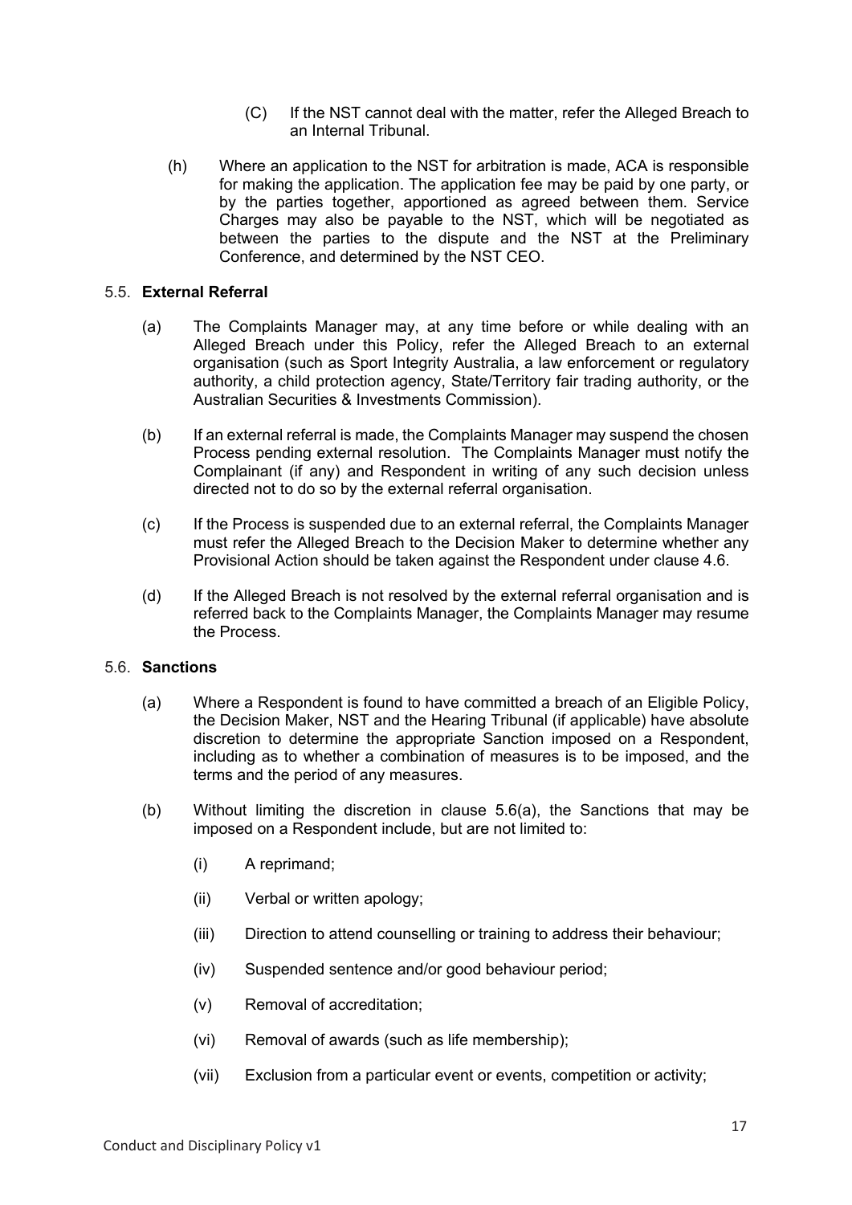(C) If the NST cannot deal with the matter, refer the Alleged Breach to an Internal Tribunal.

(h) Where an application to the NST for arbitration is made, ACA is responsible for making the application. The application fee may be paid by one party, or by the parties together, apportioned as agreed between them. Service Charges may also be payable to the NST, which will be negotiated as between the parties to the dispute and the NST at the Preliminary Conference, and determined by the NST CEO.

### 5.5. External Referral

(a) The Complaints Manager may, at any time before or while dealing with an Alleged Breach under this Policy, refer the Alleged Breach to an external organisation (such as Sport Integrity Australia, a law enforcement or regulatory authority, a child protection agency, State/Territory fair trading authority, or the Australian Securities & Investments Commission).

(b) If an external referral is made, the Complaints Manager may suspend the chosen Process pending external resolution. The Complaints Manager must notify the Complainant (if any) and Respondent in writing of any such decision unless directed not to do so by the external referral organisation.

(c) If the Process is suspended due to an external referral, the Complaints Manager must refer the Alleged Breach to the Decision Maker to determine whether any Provisional Action should be taken against the Respondent under clause 4.6.

(d) If the Alleged Breach is not resolved by the external referral organisation and is referred back to the Complaints Manager, the Complaints Manager may resume the Process.

### 5.6. Sanctions

(a) Where a Respondent is found to have committed a breach of an Eligible Policy, the Decision Maker, NST and the Hearing Tribunal (if applicable) have absolute discretion to determine the appropriate Sanction imposed on a Respondent, including as to whether a combination of measures is to be imposed, and the terms and the period of any measures.

(b) Without limiting the discretion in clause 5.6(a), the Sanctions that may be imposed on a Respondent include, but are not limited to:

(i) A reprimand;

(ii) Verbal or written apology;

(iii) Direction to attend counselling or training to address their behaviour;

(iv) Suspended sentence and/or good behaviour period;

(v) Removal of accreditation;

(vi) Removal of awards (such as life membership);

(vii) Exclusion from a particular event or events, competition or activity;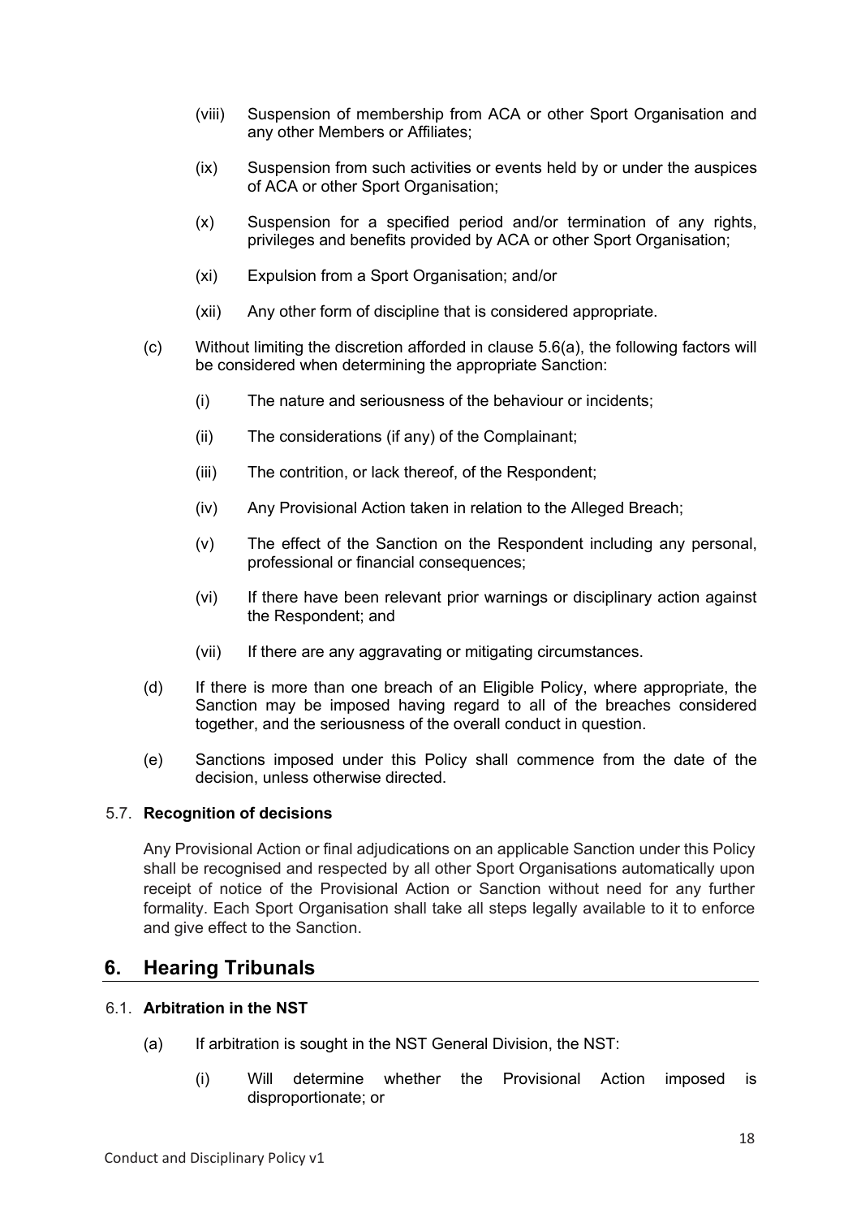(viii) Suspension of membership from ACA or other Sport Organisation and any other Members or Affiliates;

(ix) Suspension from such activities or events held by or under the auspices of ACA or other Sport Organisation;

(x) Suspension for a specified period and/or termination of any rights, privileges and benefits provided by ACA or other Sport Organisation;

(xi) Expulsion from a Sport Organisation; and/or

(xii) Any other form of discipline that is considered appropriate.

(c) Without limiting the discretion afforded in clause 5.6(a), the following factors will be considered when determining the appropriate Sanction:

(i) The nature and seriousness of the behaviour or incidents;

(ii) The considerations (if any) of the Complainant;

(iii) The contrition, or lack thereof, of the Respondent;

(iv) Any Provisional Action taken in relation to the Alleged Breach;

(v) The effect of the Sanction on the Respondent including any personal, professional or financial consequences;

(vi) If there have been relevant prior warnings or disciplinary action against the Respondent; and

(vii) If there are any aggravating or mitigating circumstances.

(d) If there is more than one breach of an Eligible Policy, where appropriate, the Sanction may be imposed having regard to all of the breaches considered together, and the seriousness of the overall conduct in question.

(e) Sanctions imposed under this Policy shall commence from the date of the decision, unless otherwise directed.

### 5.7. Recognition of decisions

Any Provisional Action or final adjudications on an applicable Sanction under this Policy shall be recognised and respected by all other Sport Organisations automatically upon receipt of notice of the Provisional Action or Sanction without need for any further formality. Each Sport Organisation shall take all steps legally available to it to enforce and give effect to the Sanction.

## 6. Hearing Tribunals

### 6.1. Arbitration in the NST

(a) If arbitration is sought in the NST General Division, the NST:

(i) Will determine whether the Provisional Action imposed is disproportionate; or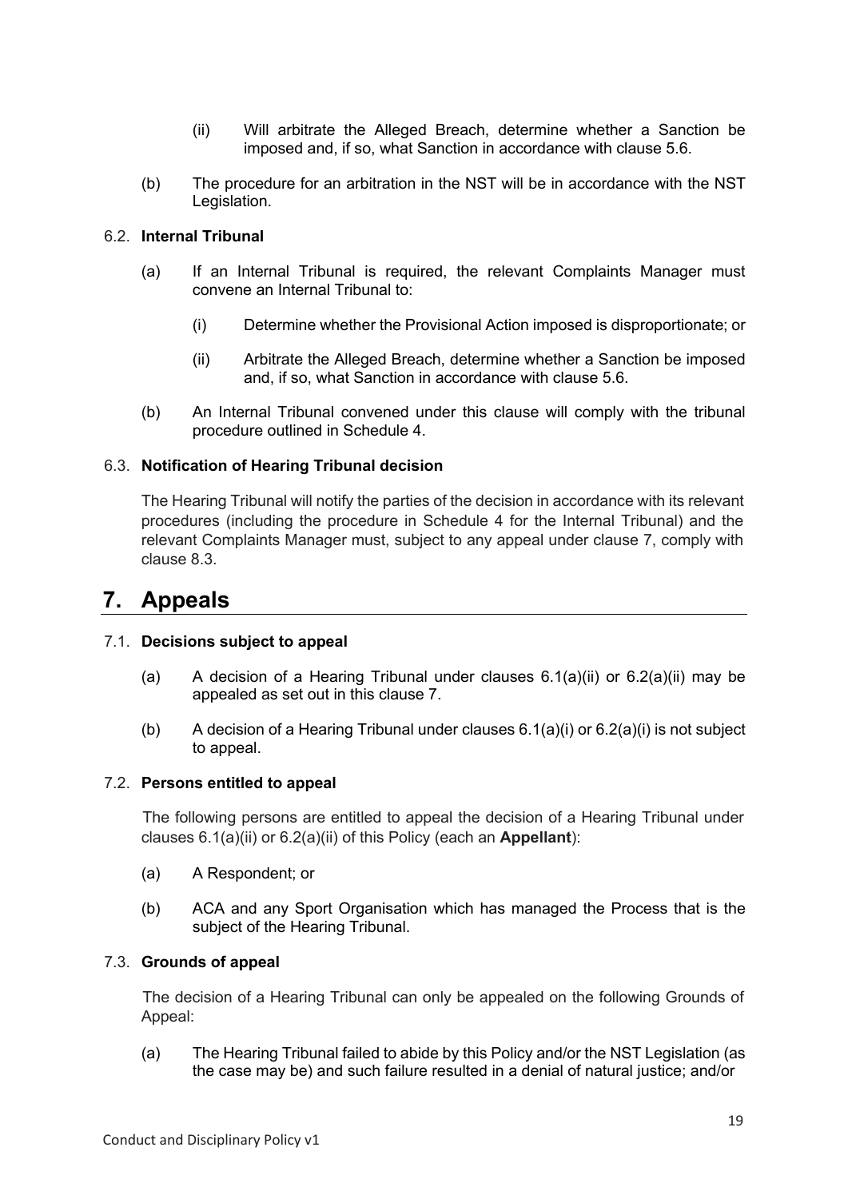(ii) Will arbitrate the Alleged Breach, determine whether a Sanction be imposed and, if so, what Sanction in accordance with clause 5.6.

(b) The procedure for an arbitration in the NST will be in accordance with the NST Legislation.

### 6.2. Internal Tribunal

(a) If an Internal Tribunal is required, the relevant Complaints Manager must convene an Internal Tribunal to:

(i) Determine whether the Provisional Action imposed is disproportionate; or

(ii) Arbitrate the Alleged Breach, determine whether a Sanction be imposed and, if so, what Sanction in accordance with clause 5.6.

(b) An Internal Tribunal convened under this clause will comply with the tribunal procedure outlined in Schedule 4.

### 6.3. Notification of Hearing Tribunal decision

The Hearing Tribunal will notify the parties of the decision in accordance with its relevant procedures (including the procedure in Schedule 4 for the Internal Tribunal) and the relevant Complaints Manager must, subject to any appeal under clause 7, comply with clause 8.3.

## 7. Appeals

### 7.1. Decisions subject to appeal

(a) A decision of a Hearing Tribunal under clauses 6.1(a)(ii) or 6.2(a)(ii) may be appealed as set out in this clause 7.

(b) A decision of a Hearing Tribunal under clauses 6.1(a)(i) or 6.2(a)(i) is not subject to appeal.

### 7.2. Persons entitled to appeal

The following persons are entitled to appeal the decision of a Hearing Tribunal under clauses 6.1(a)(ii) or 6.2(a)(ii) of this Policy (each an **Appellant**):

(a) A Respondent; or

(b) ACA and any Sport Organisation which has managed the Process that is the subject of the Hearing Tribunal.

### 7.3. Grounds of appeal

The decision of a Hearing Tribunal can only be appealed on the following Grounds of Appeal:

(a) The Hearing Tribunal failed to abide by this Policy and/or the NST Legislation (as the case may be) and such failure resulted in a denial of natural justice; and/or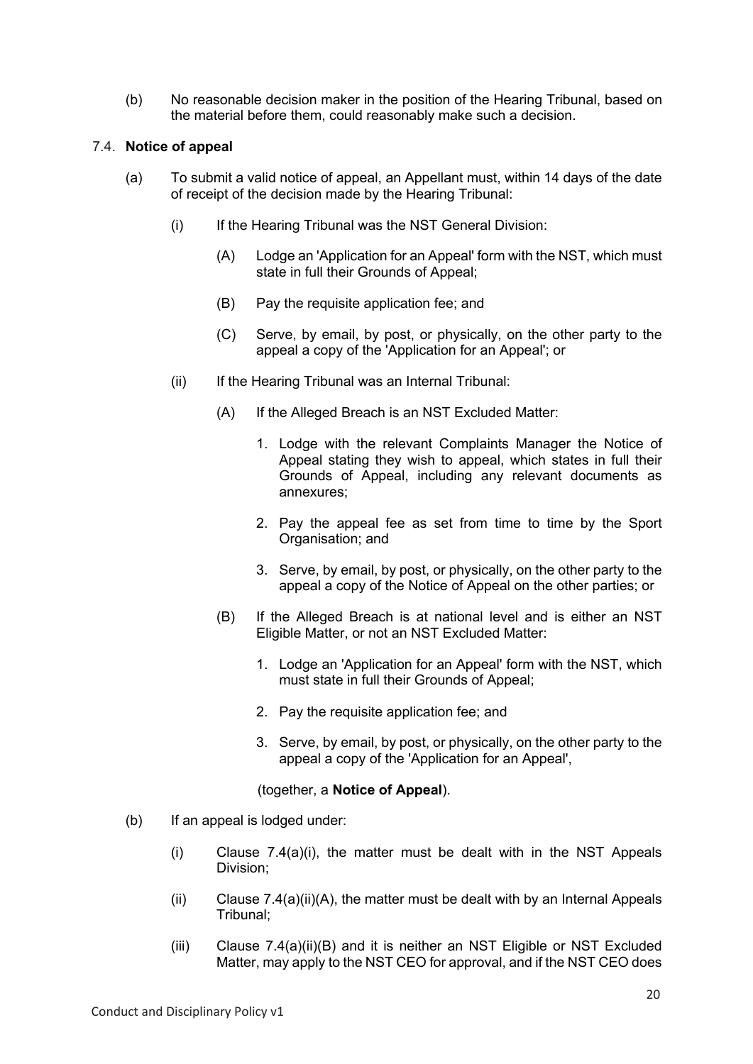(b) No reasonable decision maker in the position of the Hearing Tribunal, based on the material before them, could reasonably make such a decision.

### 7.4. **Notice of appeal**

(a) To submit a valid notice of appeal, an Appellant must, within 14 days of the date of receipt of the decision made by the Hearing Tribunal:

  (i) If the Hearing Tribunal was the NST General Division:

    (A) Lodge an 'Application for an Appeal' form with the NST, which must state in full their Grounds of Appeal;

    (B) Pay the requisite application fee; and

    (C) Serve, by email, by post, or physically, on the other party to the appeal a copy of the 'Application for an Appeal'; or

  (ii) If the Hearing Tribunal was an Internal Tribunal:

    (A) If the Alleged Breach is an NST Excluded Matter:

      1. Lodge with the relevant Complaints Manager the Notice of Appeal stating they wish to appeal, which states in full their Grounds of Appeal, including any relevant documents as annexures;

      2. Pay the appeal fee as set from time to time by the Sport Organisation; and

      3. Serve, by email, by post, or physically, on the other party to the appeal a copy of the Notice of Appeal on the other parties; or

    (B) If the Alleged Breach is at national level and is either an NST Eligible Matter, or not an NST Excluded Matter:

      1. Lodge an 'Application for an Appeal' form with the NST, which must state in full their Grounds of Appeal;

      2. Pay the requisite application fee; and

      3. Serve, by email, by post, or physically, on the other party to the appeal a copy of the 'Application for an Appeal',

    (together, a **Notice of Appeal**).

(b) If an appeal is lodged under:

  (i) Clause 7.4(a)(i), the matter must be dealt with in the NST Appeals Division;

  (ii) Clause 7.4(a)(ii)(A), the matter must be dealt with by an Internal Appeals Tribunal;

  (iii) Clause 7.4(a)(ii)(B) and it is neither an NST Eligible or NST Excluded Matter, may apply to the NST CEO for approval, and if the NST CEO does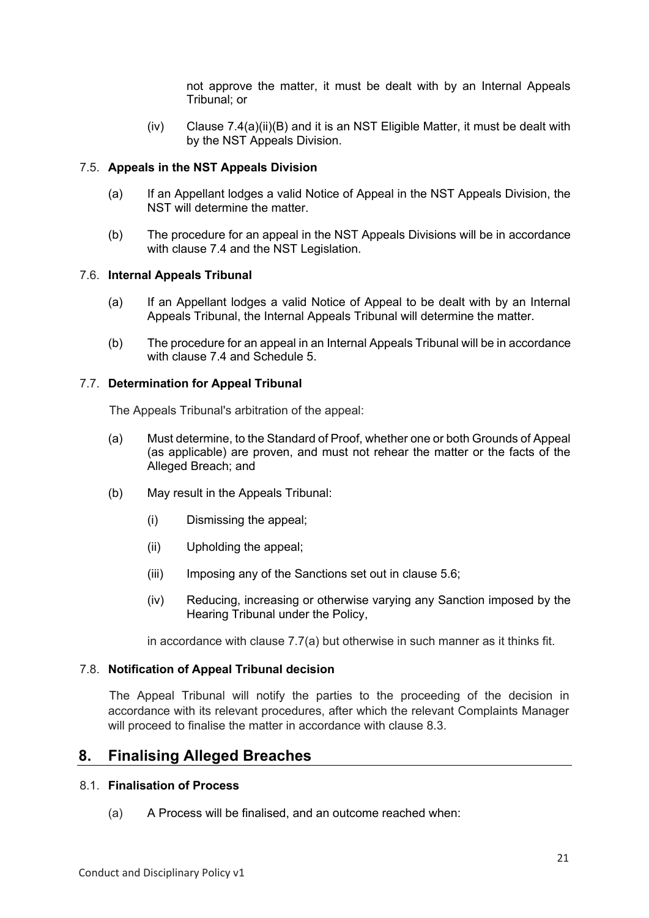not approve the matter, it must be dealt with by an Internal Appeals Tribunal; or

(iv) Clause 7.4(a)(ii)(B) and it is an NST Eligible Matter, it must be dealt with by the NST Appeals Division.

### 7.5. **Appeals in the NST Appeals Division**

(a) If an Appellant lodges a valid Notice of Appeal in the NST Appeals Division, the NST will determine the matter.

(b) The procedure for an appeal in the NST Appeals Divisions will be in accordance with clause 7.4 and the NST Legislation.

### 7.6. **Internal Appeals Tribunal**

(a) If an Appellant lodges a valid Notice of Appeal to be dealt with by an Internal Appeals Tribunal, the Internal Appeals Tribunal will determine the matter.

(b) The procedure for an appeal in an Internal Appeals Tribunal will be in accordance with clause 7.4 and Schedule 5.

### 7.7. **Determination for Appeal Tribunal**

The Appeals Tribunal's arbitration of the appeal:

(a) Must determine, to the Standard of Proof, whether one or both Grounds of Appeal (as applicable) are proven, and must not rehear the matter or the facts of the Alleged Breach; and

(b) May result in the Appeals Tribunal:

(i) Dismissing the appeal;

(ii) Upholding the appeal;

(iii) Imposing any of the Sanctions set out in clause 5.6;

(iv) Reducing, increasing or otherwise varying any Sanction imposed by the Hearing Tribunal under the Policy,

in accordance with clause 7.7(a) but otherwise in such manner as it thinks fit.

### 7.8. **Notification of Appeal Tribunal decision**

The Appeal Tribunal will notify the parties to the proceeding of the decision in accordance with its relevant procedures, after which the relevant Complaints Manager will proceed to finalise the matter in accordance with clause 8.3.

## 8. Finalising Alleged Breaches

### 8.1. **Finalisation of Process**

(a) A Process will be finalised, and an outcome reached when: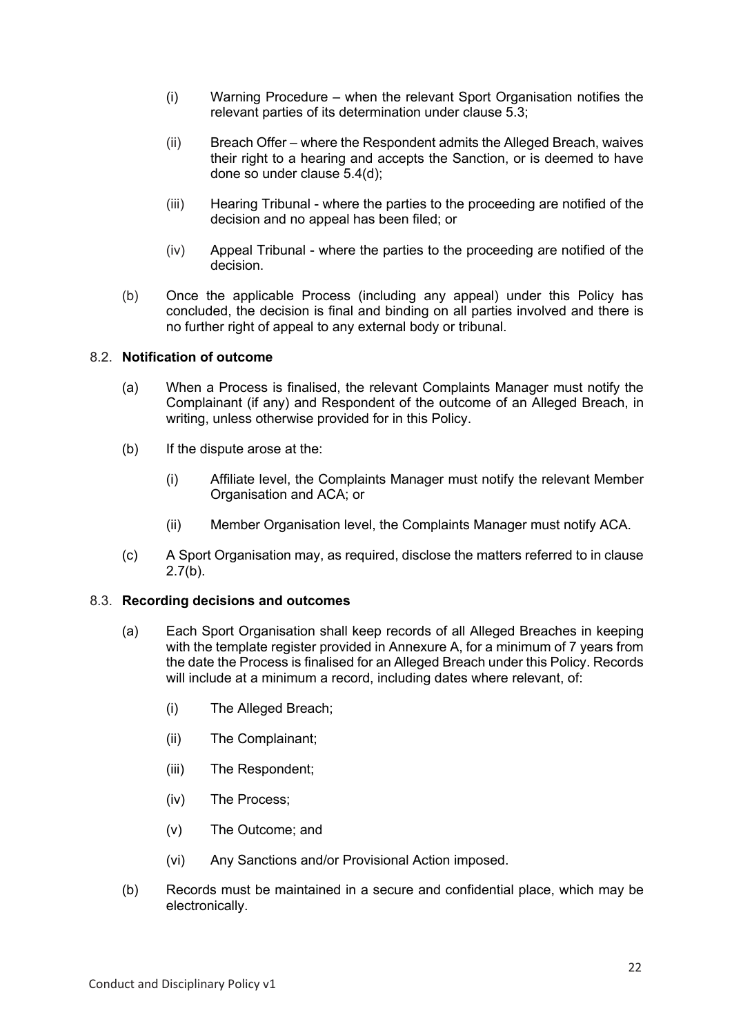(i) Warning Procedure – when the relevant Sport Organisation notifies the relevant parties of its determination under clause 5.3;

(ii) Breach Offer – where the Respondent admits the Alleged Breach, waives their right to a hearing and accepts the Sanction, or is deemed to have done so under clause 5.4(d);

(iii) Hearing Tribunal - where the parties to the proceeding are notified of the decision and no appeal has been filed; or

(iv) Appeal Tribunal - where the parties to the proceeding are notified of the decision.

(b) Once the applicable Process (including any appeal) under this Policy has concluded, the decision is final and binding on all parties involved and there is no further right of appeal to any external body or tribunal.

### 8.2. **Notification of outcome**

(a) When a Process is finalised, the relevant Complaints Manager must notify the Complainant (if any) and Respondent of the outcome of an Alleged Breach, in writing, unless otherwise provided for in this Policy.

(b) If the dispute arose at the:

(i) Affiliate level, the Complaints Manager must notify the relevant Member Organisation and ACA; or

(ii) Member Organisation level, the Complaints Manager must notify ACA.

(c) A Sport Organisation may, as required, disclose the matters referred to in clause 2.7(b).

### 8.3. **Recording decisions and outcomes**

(a) Each Sport Organisation shall keep records of all Alleged Breaches in keeping with the template register provided in Annexure A, for a minimum of 7 years from the date the Process is finalised for an Alleged Breach under this Policy. Records will include at a minimum a record, including dates where relevant, of:

(i) The Alleged Breach;

(ii) The Complainant;

(iii) The Respondent;

(iv) The Process;

(v) The Outcome; and

(vi) Any Sanctions and/or Provisional Action imposed.

(b) Records must be maintained in a secure and confidential place, which may be electronically.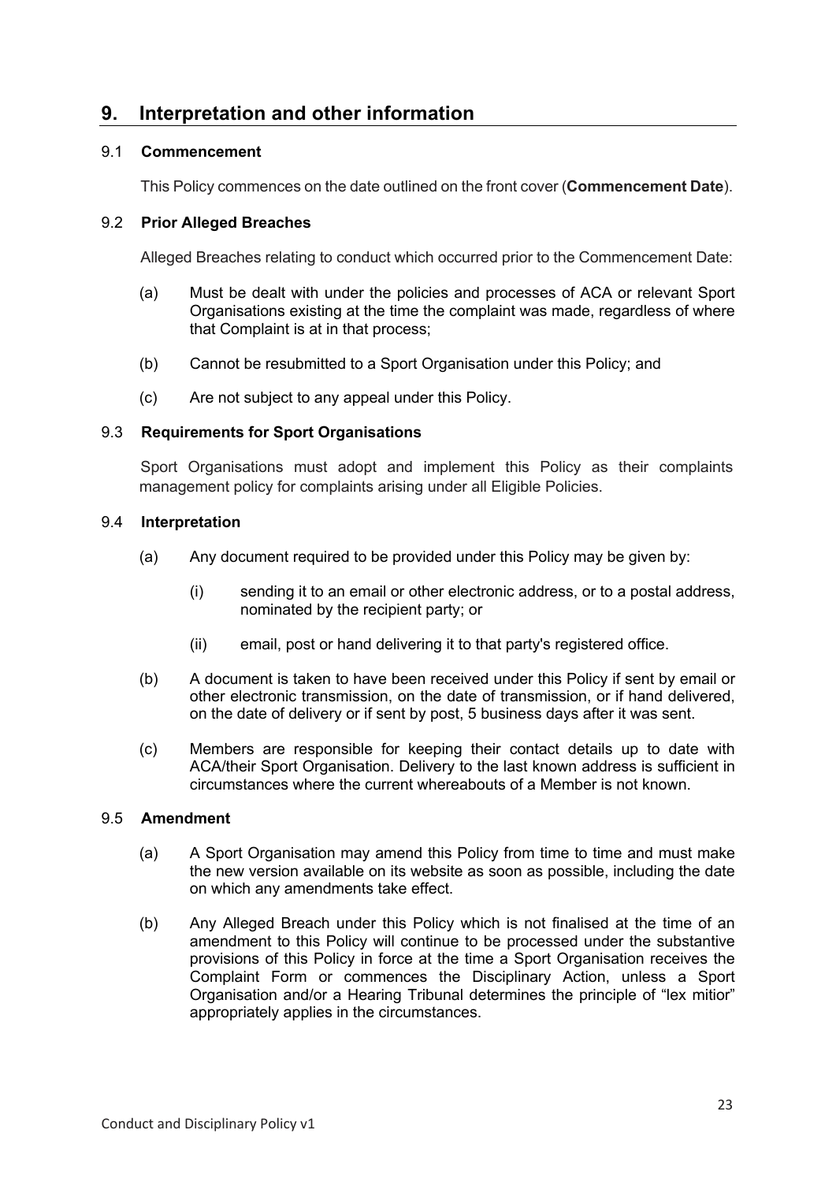## 9. Interpretation and other information

### 9.1 Commencement

This Policy commences on the date outlined on the front cover (**Commencement Date**).

### 9.2 Prior Alleged Breaches

Alleged Breaches relating to conduct which occurred prior to the Commencement Date:

(a) Must be dealt with under the policies and processes of ACA or relevant Sport Organisations existing at the time the complaint was made, regardless of where that Complaint is at in that process;

(b) Cannot be resubmitted to a Sport Organisation under this Policy; and

(c) Are not subject to any appeal under this Policy.

### 9.3 Requirements for Sport Organisations

Sport Organisations must adopt and implement this Policy as their complaints management policy for complaints arising under all Eligible Policies.

### 9.4 Interpretation

(a) Any document required to be provided under this Policy may be given by:

(i) sending it to an email or other electronic address, or to a postal address, nominated by the recipient party; or

(ii) email, post or hand delivering it to that party's registered office.

(b) A document is taken to have been received under this Policy if sent by email or other electronic transmission, on the date of transmission, or if hand delivered, on the date of delivery or if sent by post, 5 business days after it was sent.

(c) Members are responsible for keeping their contact details up to date with ACA/their Sport Organisation. Delivery to the last known address is sufficient in circumstances where the current whereabouts of a Member is not known.

### 9.5 Amendment

(a) A Sport Organisation may amend this Policy from time to time and must make the new version available on its website as soon as possible, including the date on which any amendments take effect.

(b) Any Alleged Breach under this Policy which is not finalised at the time of an amendment to this Policy will continue to be processed under the substantive provisions of this Policy in force at the time a Sport Organisation receives the Complaint Form or commences the Disciplinary Action, unless a Sport Organisation and/or a Hearing Tribunal determines the principle of "lex mitior" appropriately applies in the circumstances.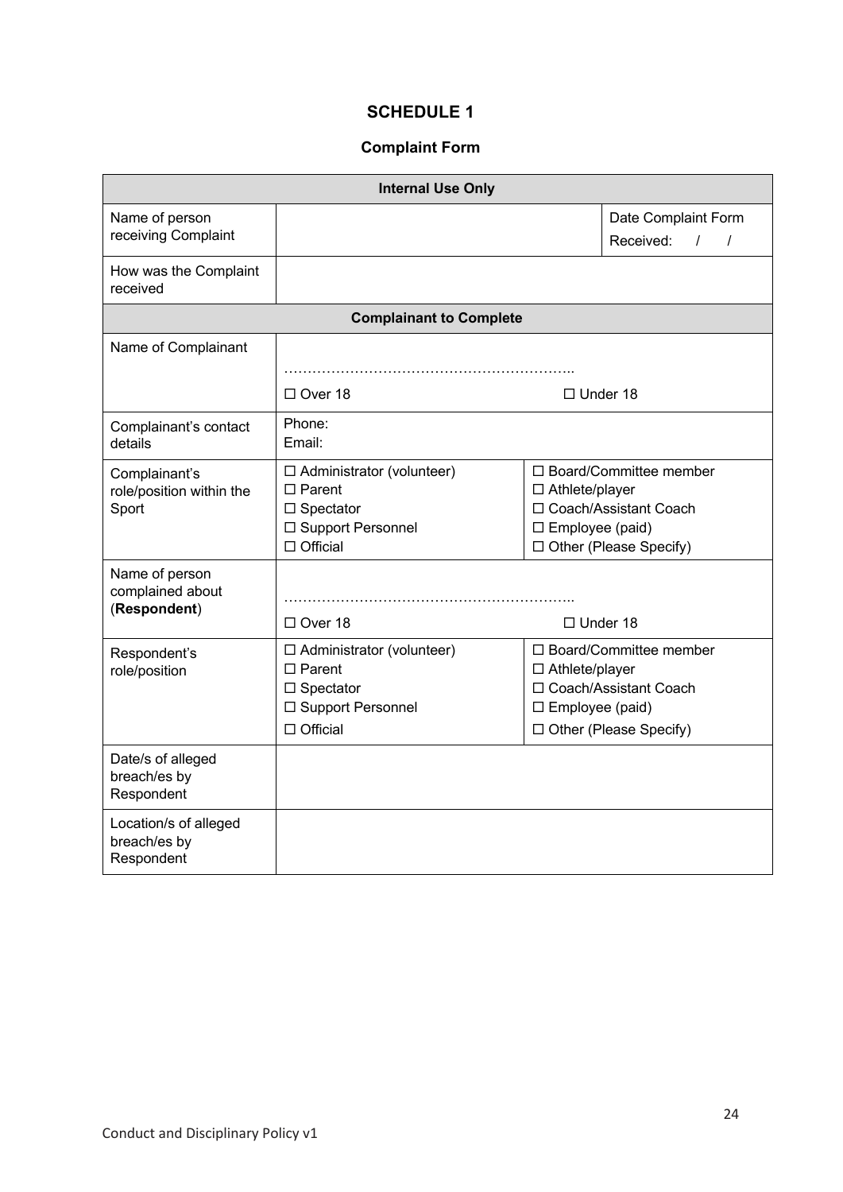## SCHEDULE 1

### Complaint Form

| **Internal Use Only** | | | |
|---|---|---|---|
| Name of person receiving Complaint | | | Date Complaint Form Received: / / |
| How was the Complaint received | | | |
| **Complainant to Complete** | | | |
| Name of Complainant | ……………………………………………………..<br>☐ Over 18 | ☐ Under 18 | |
| Complainant's contact details | Phone:<br>Email: | | |
| Complainant's role/position within the Sport | ☐ Administrator (volunteer)<br>☐ Parent<br>☐ Spectator<br>☐ Support Personnel<br>☐ Official | ☐ Board/Committee member<br>☐ Athlete/player<br>☐ Coach/Assistant Coach<br>☐ Employee (paid)<br>☐ Other (Please Specify) | |
| Name of person complained about (**Respondent**) | ……………………………………………………..<br>☐ Over 18 | ☐ Under 18 | |
| Respondent's role/position | ☐ Administrator (volunteer)<br>☐ Parent<br>☐ Spectator<br>☐ Support Personnel<br>☐ Official | ☐ Board/Committee member<br>☐ Athlete/player<br>☐ Coach/Assistant Coach<br>☐ Employee (paid)<br>☐ Other (Please Specify) | |
| Date/s of alleged breach/es by Respondent | | | |
| Location/s of alleged breach/es by Respondent | | | |

Conduct and Disciplinary Policy v1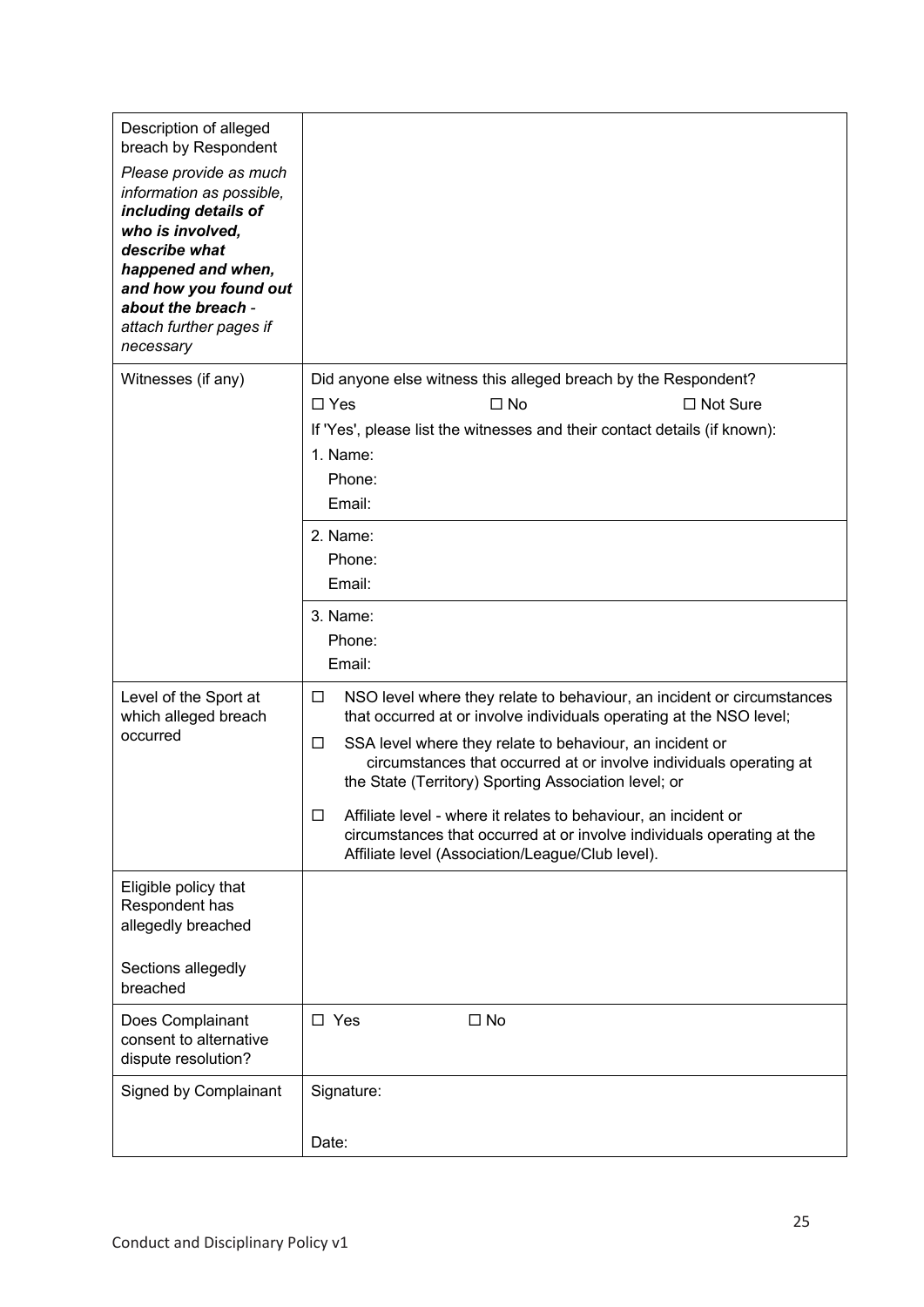| | |
|---|---|
| Description of alleged breach by Respondent<br><br>*Please provide as much information as possible, **including details of who is involved, describe what happened and when, and how you found out about the breach** - attach further pages if necessary* | |
| Witnesses (if any) | Did anyone else witness this alleged breach by the Respondent?<br>☐ Yes ☐ No ☐ Not Sure<br>If 'Yes', please list the witnesses and their contact details (if known):<br>1. Name:<br>Phone:<br>Email: |
| | 2. Name:<br>Phone:<br>Email: |
| | 3. Name:<br>Phone:<br>Email: |
| Level of the Sport at which alleged breach occurred | ☐ NSO level where they relate to behaviour, an incident or circumstances that occurred at or involve individuals operating at the NSO level;<br>☐ SSA level where they relate to behaviour, an incident or circumstances that occurred at or involve individuals operating at the State (Territory) Sporting Association level; or<br>☐ Affiliate level - where it relates to behaviour, an incident or circumstances that occurred at or involve individuals operating at the Affiliate level (Association/League/Club level). |
| Eligible policy that Respondent has allegedly breached<br><br>Sections allegedly breached | |
| Does Complainant consent to alternative dispute resolution? | ☐ Yes ☐ No |
| Signed by Complainant | Signature:<br><br>Date: |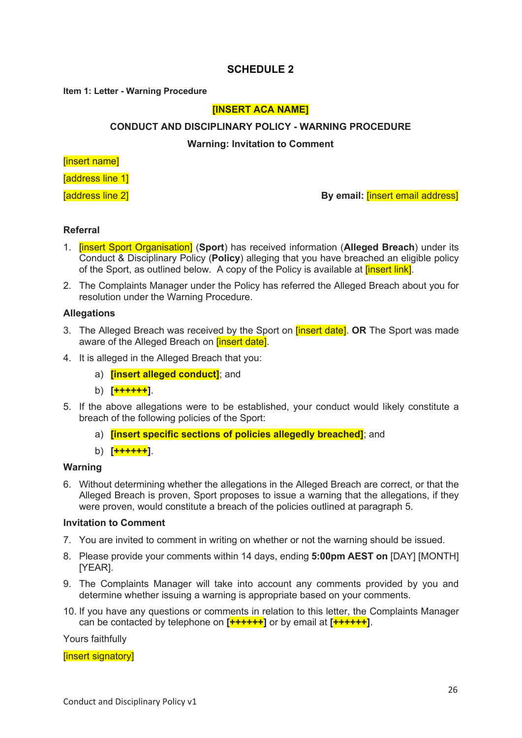## SCHEDULE 2

**Item 1: Letter - Warning Procedure**

**[INSERT ACA NAME]**

**CONDUCT AND DISCIPLINARY POLICY - WARNING PROCEDURE**

**Warning: Invitation to Comment**

[insert name]

[address line 1]

[address line 2]

**By email:** [insert email address]

**Referral**

1. [insert Sport Organisation] (**Sport**) has received information (**Alleged Breach**) under its Conduct & Disciplinary Policy (**Policy**) alleging that you have breached an eligible policy of the Sport, as outlined below. A copy of the Policy is available at [insert link].
2. The Complaints Manager under the Policy has referred the Alleged Breach about you for resolution under the Warning Procedure.

**Allegations**

3. The Alleged Breach was received by the Sport on [insert date]. **OR** The Sport was made aware of the Alleged Breach on [insert date].
4. It is alleged in the Alleged Breach that you:
   a) **[insert alleged conduct]**; and
   b) **[++++++]**.
5. If the above allegations were to be established, your conduct would likely constitute a breach of the following policies of the Sport:
   a) **[insert specific sections of policies allegedly breached]**; and
   b) **[++++++]**.

**Warning**

6. Without determining whether the allegations in the Alleged Breach are correct, or that the Alleged Breach is proven, Sport proposes to issue a warning that the allegations, if they were proven, would constitute a breach of the policies outlined at paragraph 5.

**Invitation to Comment**

7. You are invited to comment in writing on whether or not the warning should be issued.
8. Please provide your comments within 14 days, ending **5:00pm AEST on** [DAY] [MONTH] [YEAR].
9. The Complaints Manager will take into account any comments provided by you and determine whether issuing a warning is appropriate based on your comments.
10. If you have any questions or comments in relation to this letter, the Complaints Manager can be contacted by telephone on **[++++++]** or by email at **[++++++]**.

Yours faithfully

[insert signatory]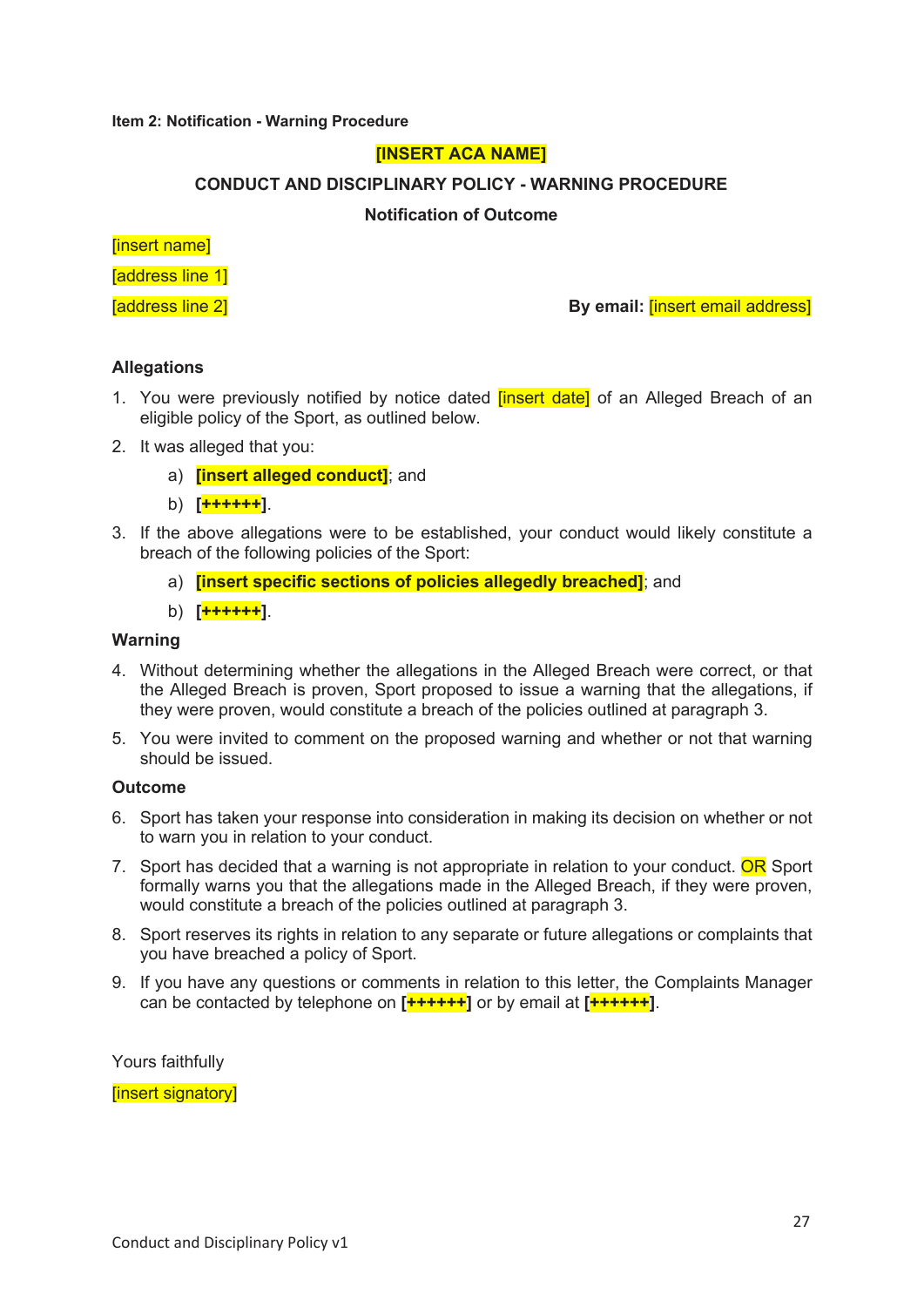**Item 2: Notification - Warning Procedure**

**[INSERT ACA NAME]**

**CONDUCT AND DISCIPLINARY POLICY - WARNING PROCEDURE**

**Notification of Outcome**

[insert name]

[address line 1]

[address line 2]

**By email:** [insert email address]

**Allegations**

1. You were previously notified by notice dated [insert date] of an Alleged Breach of an eligible policy of the Sport, as outlined below.
2. It was alleged that you:
   a) **[insert alleged conduct]**; and
   b) **[++++++]**.
3. If the above allegations were to be established, your conduct would likely constitute a breach of the following policies of the Sport:
   a) **[insert specific sections of policies allegedly breached]**; and
   b) **[++++++]**.

**Warning**

4. Without determining whether the allegations in the Alleged Breach were correct, or that the Alleged Breach is proven, Sport proposed to issue a warning that the allegations, if they were proven, would constitute a breach of the policies outlined at paragraph 3.
5. You were invited to comment on the proposed warning and whether or not that warning should be issued.

**Outcome**

6. Sport has taken your response into consideration in making its decision on whether or not to warn you in relation to your conduct.
7. Sport has decided that a warning is not appropriate in relation to your conduct. OR Sport formally warns you that the allegations made in the Alleged Breach, if they were proven, would constitute a breach of the policies outlined at paragraph 3.
8. Sport reserves its rights in relation to any separate or future allegations or complaints that you have breached a policy of Sport.
9. If you have any questions or comments in relation to this letter, the Complaints Manager can be contacted by telephone on **[++++++]** or by email at **[++++++]**.

Yours faithfully

[insert signatory]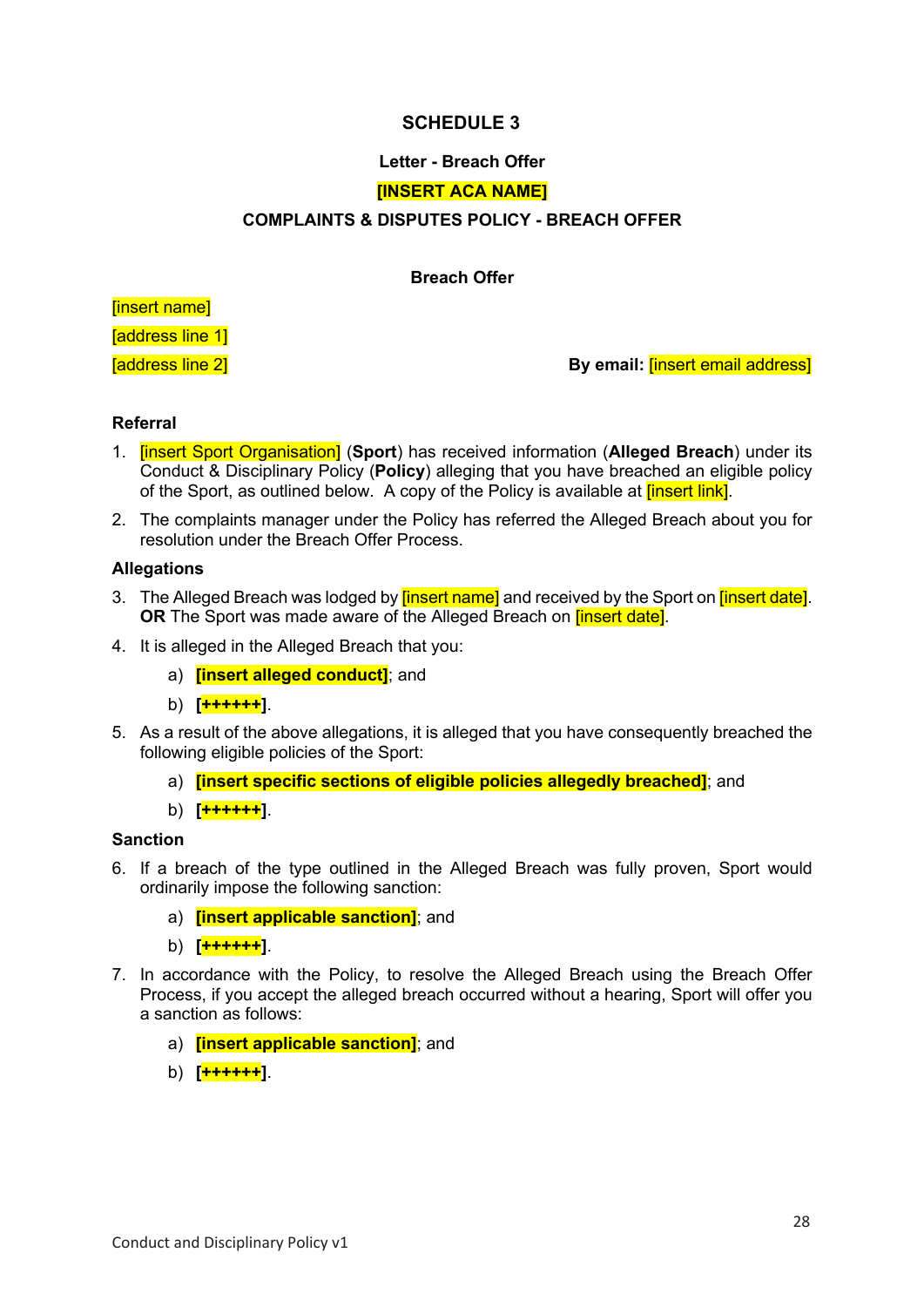# SCHEDULE 3

**Letter - Breach Offer**

**[INSERT ACA NAME]**

**COMPLAINTS & DISPUTES POLICY - BREACH OFFER**

**Breach Offer**

[insert name]

[address line 1]

[address line 2]

**By email:** [insert email address]

### Referral

1. [insert Sport Organisation] (**Sport**) has received information (**Alleged Breach**) under its Conduct & Disciplinary Policy (**Policy**) alleging that you have breached an eligible policy of the Sport, as outlined below. A copy of the Policy is available at [insert link].
2. The complaints manager under the Policy has referred the Alleged Breach about you for resolution under the Breach Offer Process.

### Allegations

3. The Alleged Breach was lodged by [insert name] and received by the Sport on [insert date]. **OR** The Sport was made aware of the Alleged Breach on [insert date].
4. It is alleged in the Alleged Breach that you:
   a) **[insert alleged conduct]**; and
   b) **[++++++]**.
5. As a result of the above allegations, it is alleged that you have consequently breached the following eligible policies of the Sport:
   a) **[insert specific sections of eligible policies allegedly breached]**; and
   b) **[++++++]**.

### Sanction

6. If a breach of the type outlined in the Alleged Breach was fully proven, Sport would ordinarily impose the following sanction:
   a) **[insert applicable sanction]**; and
   b) **[++++++]**.
7. In accordance with the Policy, to resolve the Alleged Breach using the Breach Offer Process, if you accept the alleged breach occurred without a hearing, Sport will offer you a sanction as follows:
   a) **[insert applicable sanction]**; and
   b) **[++++++]**.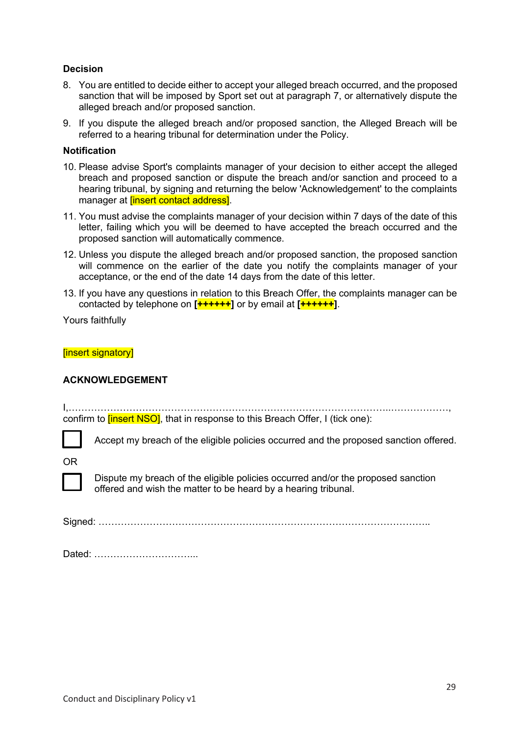**Decision**

8. You are entitled to decide either to accept your alleged breach occurred, and the proposed sanction that will be imposed by Sport set out at paragraph 7, or alternatively dispute the alleged breach and/or proposed sanction.

9. If you dispute the alleged breach and/or proposed sanction, the Alleged Breach will be referred to a hearing tribunal for determination under the Policy.

**Notification**

10. Please advise Sport's complaints manager of your decision to either accept the alleged breach and proposed sanction or dispute the breach and/or sanction and proceed to a hearing tribunal, by signing and returning the below 'Acknowledgement' to the complaints manager at [insert contact address].

11. You must advise the complaints manager of your decision within 7 days of the date of this letter, failing which you will be deemed to have accepted the breach occurred and the proposed sanction will automatically commence.

12. Unless you dispute the alleged breach and/or proposed sanction, the proposed sanction will commence on the earlier of the date you notify the complaints manager of your acceptance, or the end of the date 14 days from the date of this letter.

13. If you have any questions in relation to this Breach Offer, the complaints manager can be contacted by telephone on **[++++++]** or by email at **[++++++]**.

Yours faithfully

[insert signatory]

**ACKNOWLEDGEMENT**

I,…………………………………………………………………………………………..………………, confirm to [insert NSO], that in response to this Breach Offer, I (tick one):

☐ Accept my breach of the eligible policies occurred and the proposed sanction offered.

OR

☐ Dispute my breach of the eligible policies occurred and/or the proposed sanction offered and wish the matter to be heard by a hearing tribunal.

Signed: ………………………………………………………………………………………..

Dated: …………………………...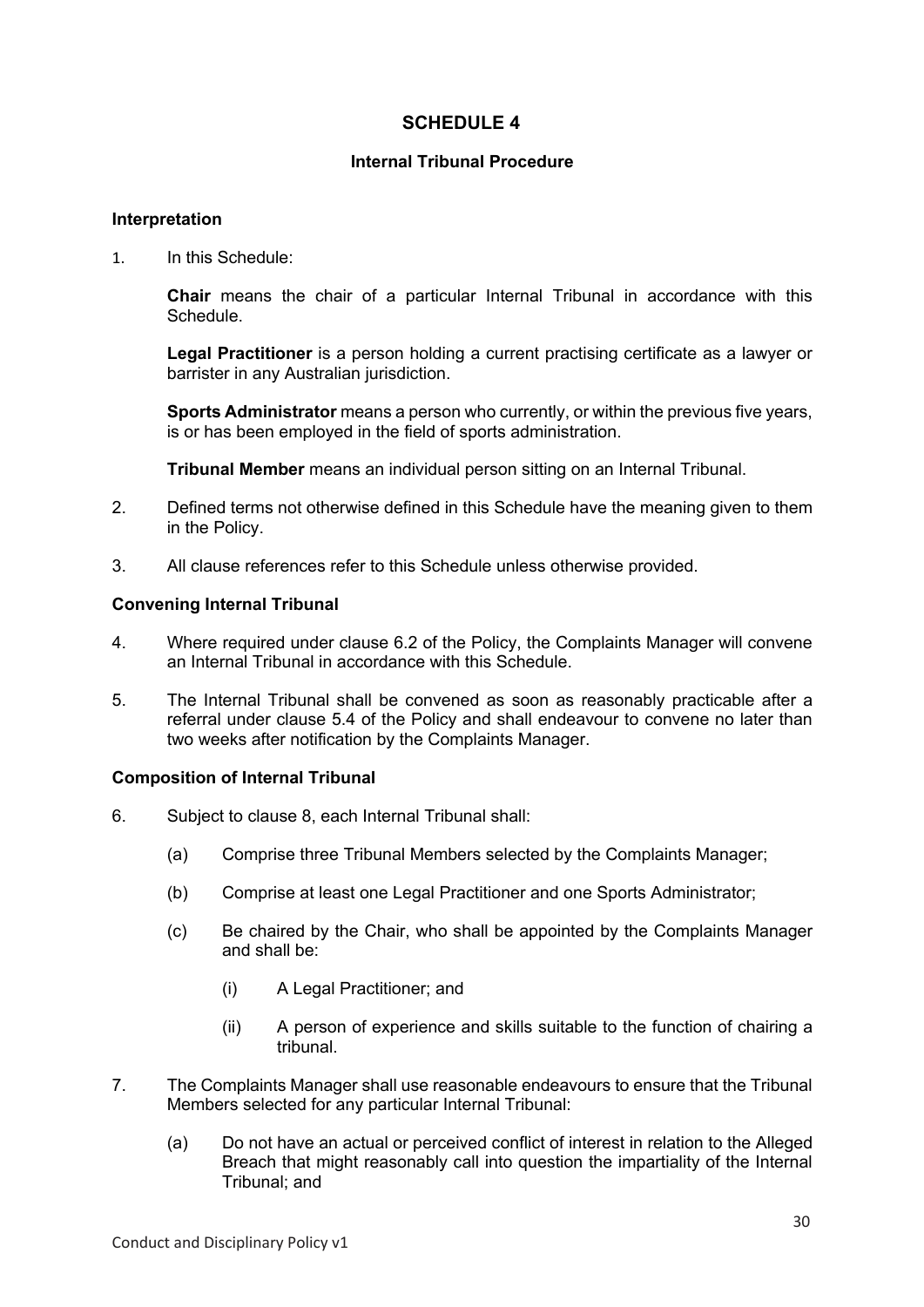# SCHEDULE 4

## Internal Tribunal Procedure

### Interpretation

1. In this Schedule:

   **Chair** means the chair of a particular Internal Tribunal in accordance with this Schedule.

   **Legal Practitioner** is a person holding a current practising certificate as a lawyer or barrister in any Australian jurisdiction.

   **Sports Administrator** means a person who currently, or within the previous five years, is or has been employed in the field of sports administration.

   **Tribunal Member** means an individual person sitting on an Internal Tribunal.

2. Defined terms not otherwise defined in this Schedule have the meaning given to them in the Policy.

3. All clause references refer to this Schedule unless otherwise provided.

### Convening Internal Tribunal

4. Where required under clause 6.2 of the Policy, the Complaints Manager will convene an Internal Tribunal in accordance with this Schedule.

5. The Internal Tribunal shall be convened as soon as reasonably practicable after a referral under clause 5.4 of the Policy and shall endeavour to convene no later than two weeks after notification by the Complaints Manager.

### Composition of Internal Tribunal

6. Subject to clause 8, each Internal Tribunal shall:

   (a) Comprise three Tribunal Members selected by the Complaints Manager;

   (b) Comprise at least one Legal Practitioner and one Sports Administrator;

   (c) Be chaired by the Chair, who shall be appointed by the Complaints Manager and shall be:

      (i) A Legal Practitioner; and

      (ii) A person of experience and skills suitable to the function of chairing a tribunal.

7. The Complaints Manager shall use reasonable endeavours to ensure that the Tribunal Members selected for any particular Internal Tribunal:

   (a) Do not have an actual or perceived conflict of interest in relation to the Alleged Breach that might reasonably call into question the impartiality of the Internal Tribunal; and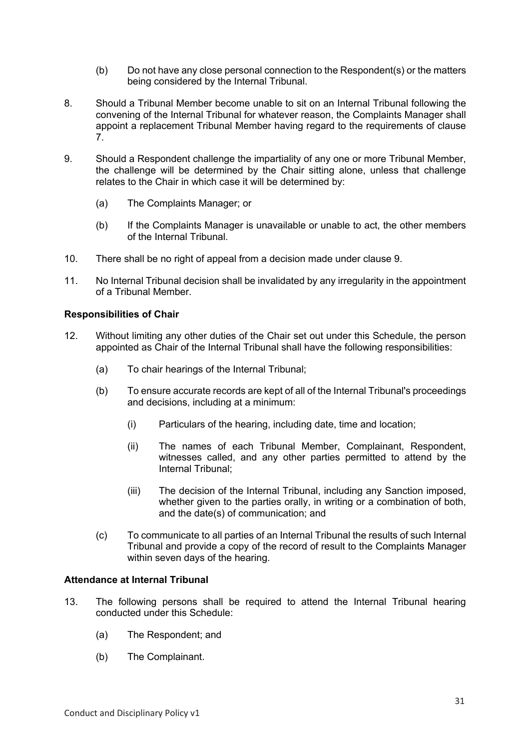(b) Do not have any close personal connection to the Respondent(s) or the matters being considered by the Internal Tribunal.

8. Should a Tribunal Member become unable to sit on an Internal Tribunal following the convening of the Internal Tribunal for whatever reason, the Complaints Manager shall appoint a replacement Tribunal Member having regard to the requirements of clause 7.

9. Should a Respondent challenge the impartiality of any one or more Tribunal Member, the challenge will be determined by the Chair sitting alone, unless that challenge relates to the Chair in which case it will be determined by:

   (a) The Complaints Manager; or

   (b) If the Complaints Manager is unavailable or unable to act, the other members of the Internal Tribunal.

10. There shall be no right of appeal from a decision made under clause 9.

11. No Internal Tribunal decision shall be invalidated by any irregularity in the appointment of a Tribunal Member.

**Responsibilities of Chair**

12. Without limiting any other duties of the Chair set out under this Schedule, the person appointed as Chair of the Internal Tribunal shall have the following responsibilities:

   (a) To chair hearings of the Internal Tribunal;

   (b) To ensure accurate records are kept of all of the Internal Tribunal's proceedings and decisions, including at a minimum:

      (i) Particulars of the hearing, including date, time and location;

      (ii) The names of each Tribunal Member, Complainant, Respondent, witnesses called, and any other parties permitted to attend by the Internal Tribunal;

      (iii) The decision of the Internal Tribunal, including any Sanction imposed, whether given to the parties orally, in writing or a combination of both, and the date(s) of communication; and

   (c) To communicate to all parties of an Internal Tribunal the results of such Internal Tribunal and provide a copy of the record of result to the Complaints Manager within seven days of the hearing.

**Attendance at Internal Tribunal**

13. The following persons shall be required to attend the Internal Tribunal hearing conducted under this Schedule:

   (a) The Respondent; and

   (b) The Complainant.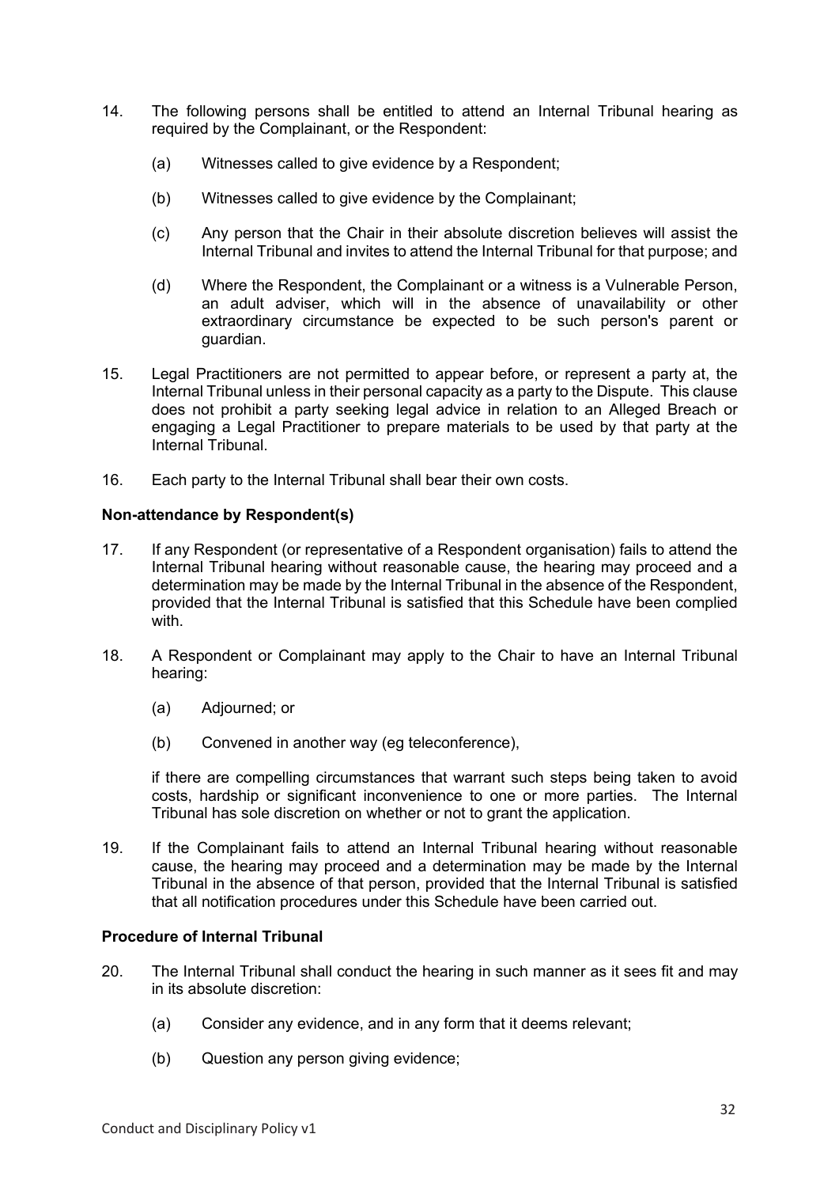14. The following persons shall be entitled to attend an Internal Tribunal hearing as required by the Complainant, or the Respondent:

    (a) Witnesses called to give evidence by a Respondent;

    (b) Witnesses called to give evidence by the Complainant;

    (c) Any person that the Chair in their absolute discretion believes will assist the Internal Tribunal and invites to attend the Internal Tribunal for that purpose; and

    (d) Where the Respondent, the Complainant or a witness is a Vulnerable Person, an adult adviser, which will in the absence of unavailability or other extraordinary circumstance be expected to be such person's parent or guardian.

15. Legal Practitioners are not permitted to appear before, or represent a party at, the Internal Tribunal unless in their personal capacity as a party to the Dispute. This clause does not prohibit a party seeking legal advice in relation to an Alleged Breach or engaging a Legal Practitioner to prepare materials to be used by that party at the Internal Tribunal.

16. Each party to the Internal Tribunal shall bear their own costs.

**Non-attendance by Respondent(s)**

17. If any Respondent (or representative of a Respondent organisation) fails to attend the Internal Tribunal hearing without reasonable cause, the hearing may proceed and a determination may be made by the Internal Tribunal in the absence of the Respondent, provided that the Internal Tribunal is satisfied that this Schedule have been complied with.

18. A Respondent or Complainant may apply to the Chair to have an Internal Tribunal hearing:

    (a) Adjourned; or

    (b) Convened in another way (eg teleconference),

    if there are compelling circumstances that warrant such steps being taken to avoid costs, hardship or significant inconvenience to one or more parties. The Internal Tribunal has sole discretion on whether or not to grant the application.

19. If the Complainant fails to attend an Internal Tribunal hearing without reasonable cause, the hearing may proceed and a determination may be made by the Internal Tribunal in the absence of that person, provided that the Internal Tribunal is satisfied that all notification procedures under this Schedule have been carried out.

**Procedure of Internal Tribunal**

20. The Internal Tribunal shall conduct the hearing in such manner as it sees fit and may in its absolute discretion:

    (a) Consider any evidence, and in any form that it deems relevant;

    (b) Question any person giving evidence;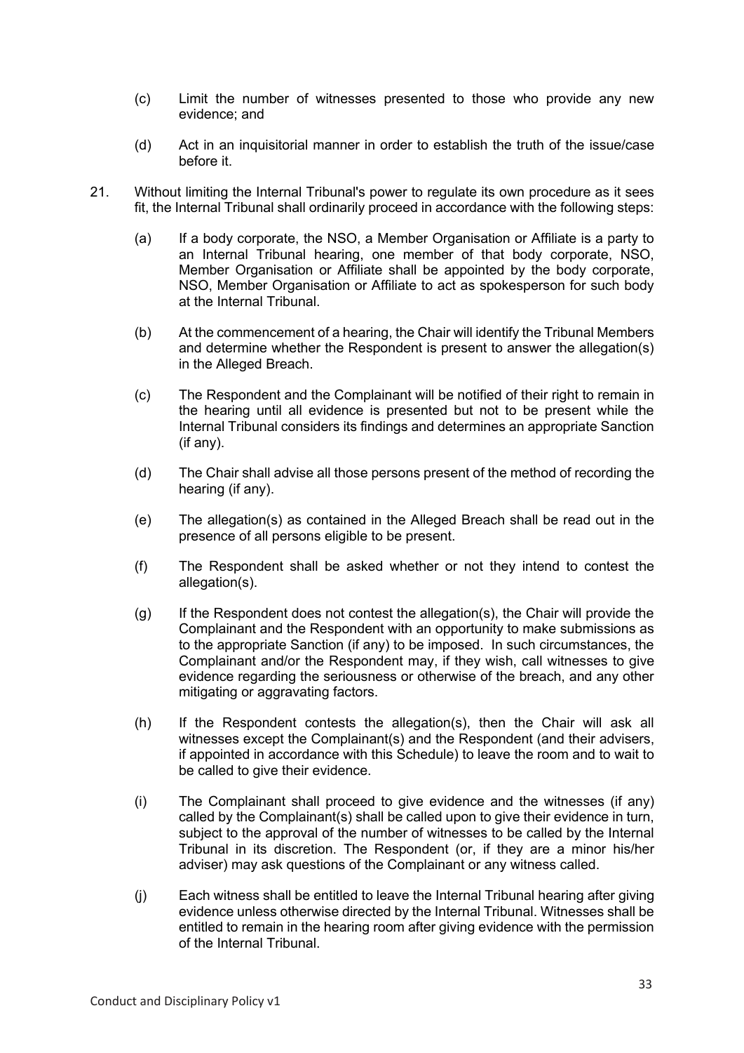(c) Limit the number of witnesses presented to those who provide any new evidence; and

(d) Act in an inquisitorial manner in order to establish the truth of the issue/case before it.

21. Without limiting the Internal Tribunal's power to regulate its own procedure as it sees fit, the Internal Tribunal shall ordinarily proceed in accordance with the following steps:

(a) If a body corporate, the NSO, a Member Organisation or Affiliate is a party to an Internal Tribunal hearing, one member of that body corporate, NSO, Member Organisation or Affiliate shall be appointed by the body corporate, NSO, Member Organisation or Affiliate to act as spokesperson for such body at the Internal Tribunal.

(b) At the commencement of a hearing, the Chair will identify the Tribunal Members and determine whether the Respondent is present to answer the allegation(s) in the Alleged Breach.

(c) The Respondent and the Complainant will be notified of their right to remain in the hearing until all evidence is presented but not to be present while the Internal Tribunal considers its findings and determines an appropriate Sanction (if any).

(d) The Chair shall advise all those persons present of the method of recording the hearing (if any).

(e) The allegation(s) as contained in the Alleged Breach shall be read out in the presence of all persons eligible to be present.

(f) The Respondent shall be asked whether or not they intend to contest the allegation(s).

(g) If the Respondent does not contest the allegation(s), the Chair will provide the Complainant and the Respondent with an opportunity to make submissions as to the appropriate Sanction (if any) to be imposed. In such circumstances, the Complainant and/or the Respondent may, if they wish, call witnesses to give evidence regarding the seriousness or otherwise of the breach, and any other mitigating or aggravating factors.

(h) If the Respondent contests the allegation(s), then the Chair will ask all witnesses except the Complainant(s) and the Respondent (and their advisers, if appointed in accordance with this Schedule) to leave the room and to wait to be called to give their evidence.

(i) The Complainant shall proceed to give evidence and the witnesses (if any) called by the Complainant(s) shall be called upon to give their evidence in turn, subject to the approval of the number of witnesses to be called by the Internal Tribunal in its discretion. The Respondent (or, if they are a minor his/her adviser) may ask questions of the Complainant or any witness called.

(j) Each witness shall be entitled to leave the Internal Tribunal hearing after giving evidence unless otherwise directed by the Internal Tribunal. Witnesses shall be entitled to remain in the hearing room after giving evidence with the permission of the Internal Tribunal.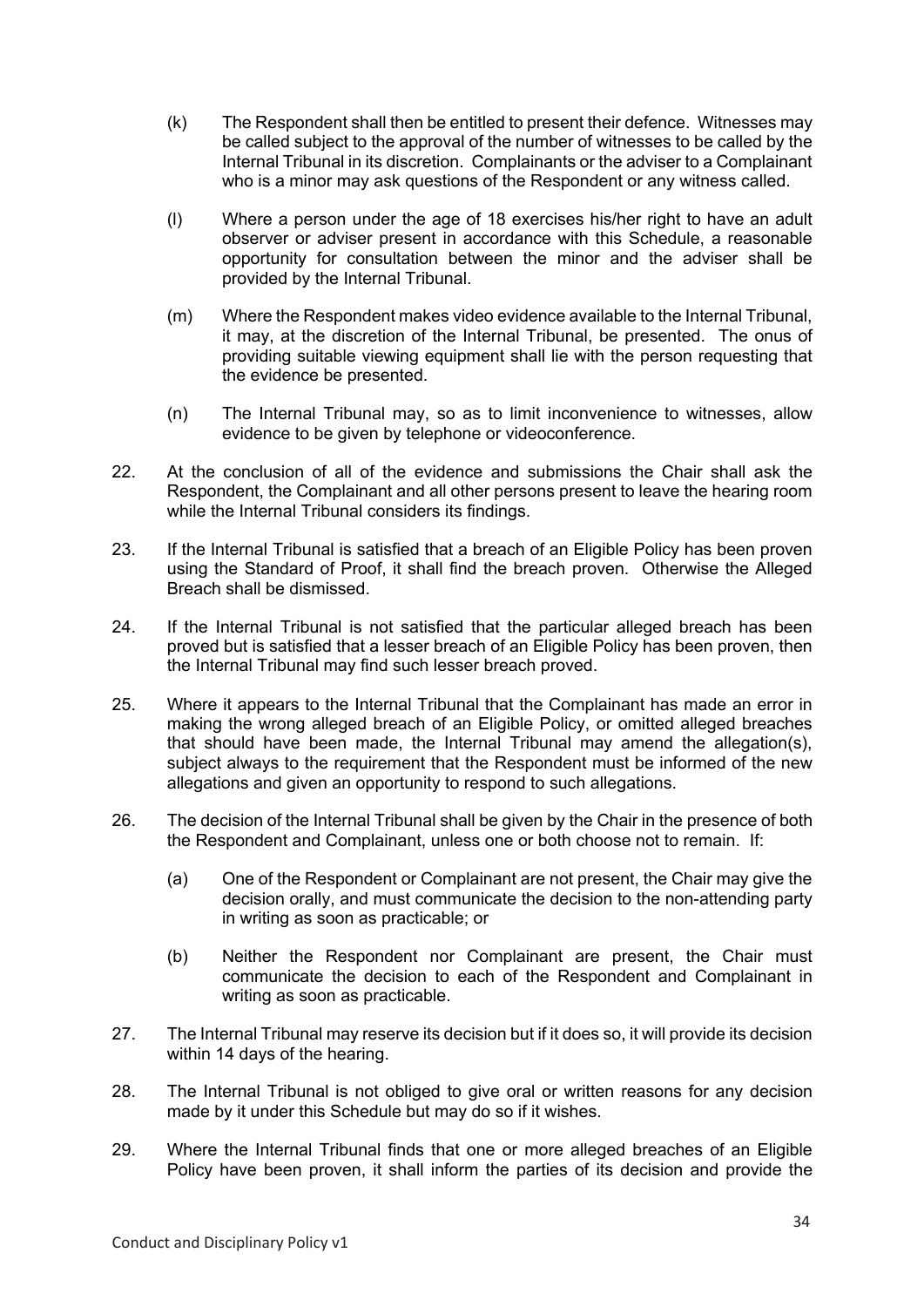(k) The Respondent shall then be entitled to present their defence. Witnesses may be called subject to the approval of the number of witnesses to be called by the Internal Tribunal in its discretion. Complainants or the adviser to a Complainant who is a minor may ask questions of the Respondent or any witness called.

(l) Where a person under the age of 18 exercises his/her right to have an adult observer or adviser present in accordance with this Schedule, a reasonable opportunity for consultation between the minor and the adviser shall be provided by the Internal Tribunal.

(m) Where the Respondent makes video evidence available to the Internal Tribunal, it may, at the discretion of the Internal Tribunal, be presented. The onus of providing suitable viewing equipment shall lie with the person requesting that the evidence be presented.

(n) The Internal Tribunal may, so as to limit inconvenience to witnesses, allow evidence to be given by telephone or videoconference.

22. At the conclusion of all of the evidence and submissions the Chair shall ask the Respondent, the Complainant and all other persons present to leave the hearing room while the Internal Tribunal considers its findings.

23. If the Internal Tribunal is satisfied that a breach of an Eligible Policy has been proven using the Standard of Proof, it shall find the breach proven. Otherwise the Alleged Breach shall be dismissed.

24. If the Internal Tribunal is not satisfied that the particular alleged breach has been proved but is satisfied that a lesser breach of an Eligible Policy has been proven, then the Internal Tribunal may find such lesser breach proved.

25. Where it appears to the Internal Tribunal that the Complainant has made an error in making the wrong alleged breach of an Eligible Policy, or omitted alleged breaches that should have been made, the Internal Tribunal may amend the allegation(s), subject always to the requirement that the Respondent must be informed of the new allegations and given an opportunity to respond to such allegations.

26. The decision of the Internal Tribunal shall be given by the Chair in the presence of both the Respondent and Complainant, unless one or both choose not to remain. If:

(a) One of the Respondent or Complainant are not present, the Chair may give the decision orally, and must communicate the decision to the non-attending party in writing as soon as practicable; or

(b) Neither the Respondent nor Complainant are present, the Chair must communicate the decision to each of the Respondent and Complainant in writing as soon as practicable.

27. The Internal Tribunal may reserve its decision but if it does so, it will provide its decision within 14 days of the hearing.

28. The Internal Tribunal is not obliged to give oral or written reasons for any decision made by it under this Schedule but may do so if it wishes.

29. Where the Internal Tribunal finds that one or more alleged breaches of an Eligible Policy have been proven, it shall inform the parties of its decision and provide the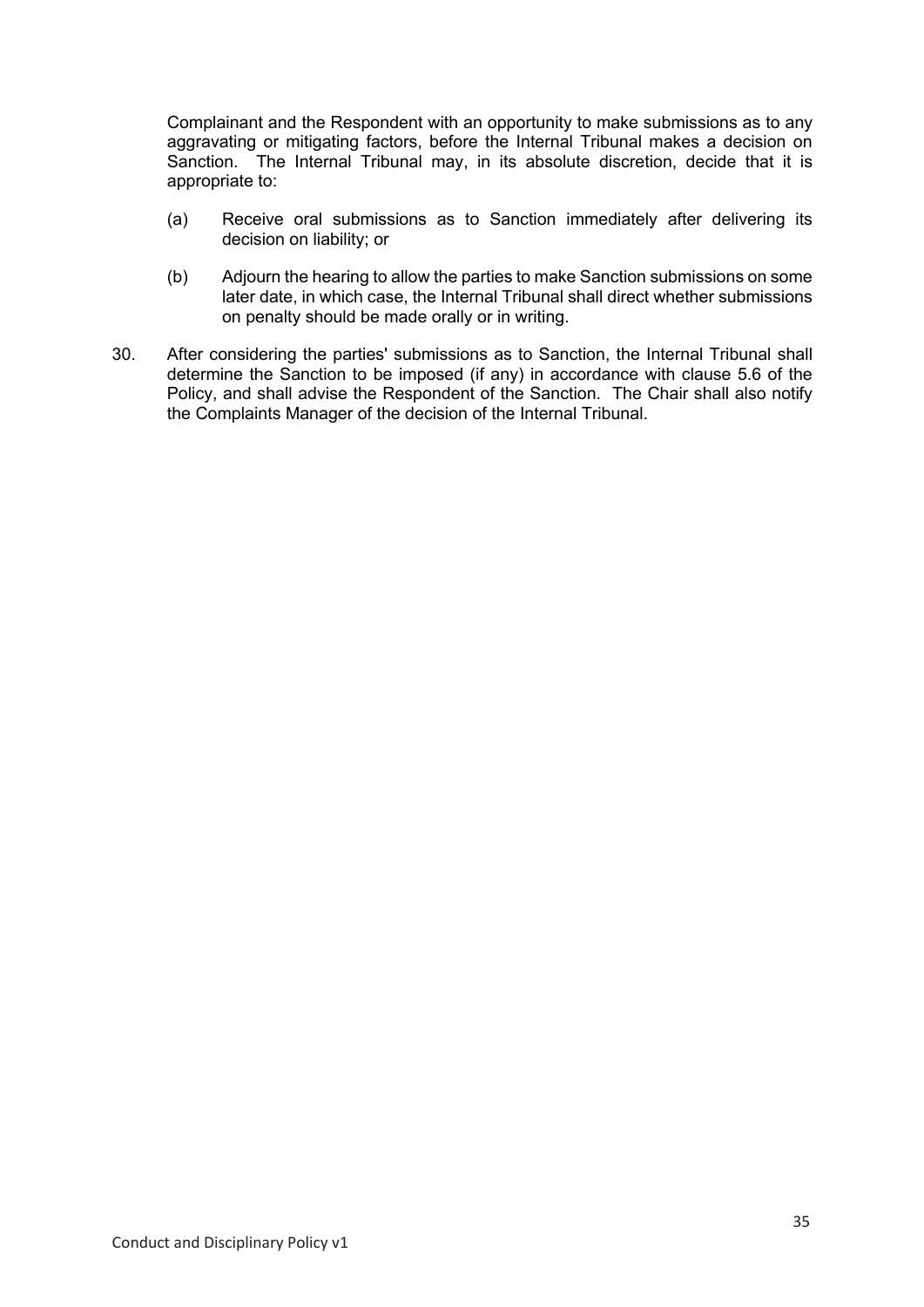Complainant and the Respondent with an opportunity to make submissions as to any aggravating or mitigating factors, before the Internal Tribunal makes a decision on Sanction. The Internal Tribunal may, in its absolute discretion, decide that it is appropriate to:

(a) Receive oral submissions as to Sanction immediately after delivering its decision on liability; or

(b) Adjourn the hearing to allow the parties to make Sanction submissions on some later date, in which case, the Internal Tribunal shall direct whether submissions on penalty should be made orally or in writing.

30. After considering the parties' submissions as to Sanction, the Internal Tribunal shall determine the Sanction to be imposed (if any) in accordance with clause 5.6 of the Policy, and shall advise the Respondent of the Sanction. The Chair shall also notify the Complaints Manager of the decision of the Internal Tribunal.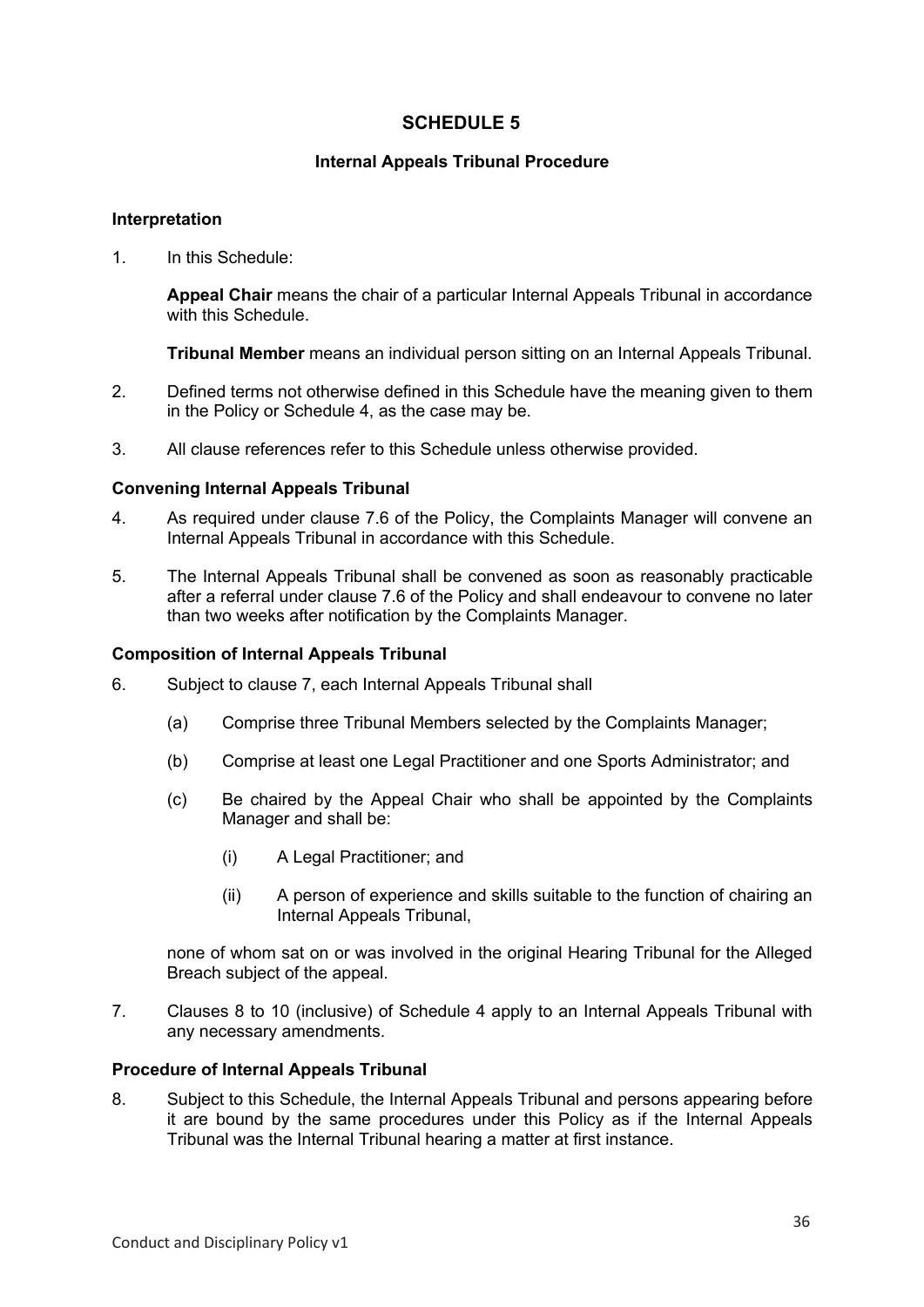# SCHEDULE 5

## Internal Appeals Tribunal Procedure

### Interpretation

1. In this Schedule:

   **Appeal Chair** means the chair of a particular Internal Appeals Tribunal in accordance with this Schedule.

   **Tribunal Member** means an individual person sitting on an Internal Appeals Tribunal.

2. Defined terms not otherwise defined in this Schedule have the meaning given to them in the Policy or Schedule 4, as the case may be.

3. All clause references refer to this Schedule unless otherwise provided.

### Convening Internal Appeals Tribunal

4. As required under clause 7.6 of the Policy, the Complaints Manager will convene an Internal Appeals Tribunal in accordance with this Schedule.

5. The Internal Appeals Tribunal shall be convened as soon as reasonably practicable after a referral under clause 7.6 of the Policy and shall endeavour to convene no later than two weeks after notification by the Complaints Manager.

### Composition of Internal Appeals Tribunal

6. Subject to clause 7, each Internal Appeals Tribunal shall

   (a) Comprise three Tribunal Members selected by the Complaints Manager;

   (b) Comprise at least one Legal Practitioner and one Sports Administrator; and

   (c) Be chaired by the Appeal Chair who shall be appointed by the Complaints Manager and shall be:

      (i) A Legal Practitioner; and

      (ii) A person of experience and skills suitable to the function of chairing an Internal Appeals Tribunal,

   none of whom sat on or was involved in the original Hearing Tribunal for the Alleged Breach subject of the appeal.

7. Clauses 8 to 10 (inclusive) of Schedule 4 apply to an Internal Appeals Tribunal with any necessary amendments.

### Procedure of Internal Appeals Tribunal

8. Subject to this Schedule, the Internal Appeals Tribunal and persons appearing before it are bound by the same procedures under this Policy as if the Internal Appeals Tribunal was the Internal Tribunal hearing a matter at first instance.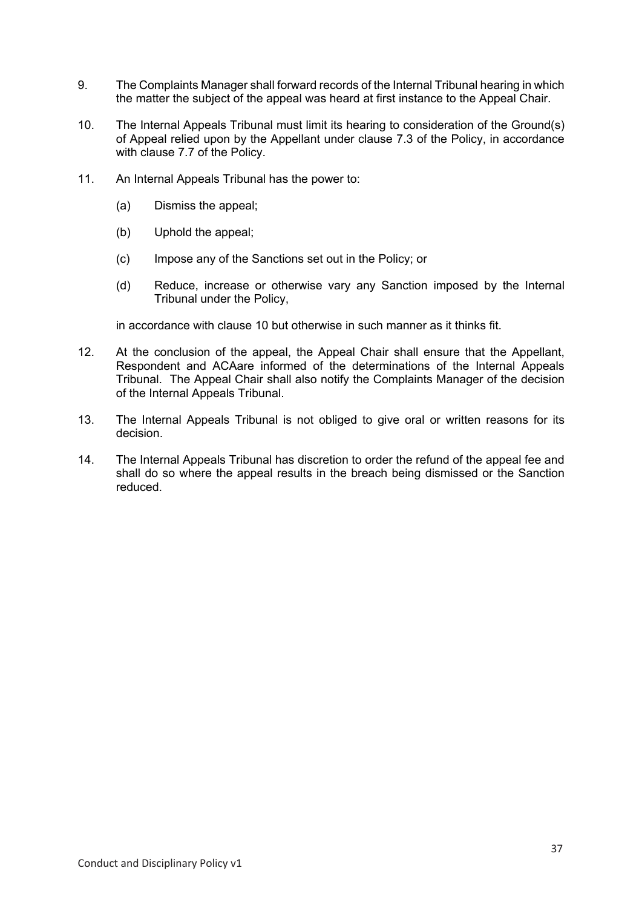9. The Complaints Manager shall forward records of the Internal Tribunal hearing in which the matter the subject of the appeal was heard at first instance to the Appeal Chair.

10. The Internal Appeals Tribunal must limit its hearing to consideration of the Ground(s) of Appeal relied upon by the Appellant under clause 7.3 of the Policy, in accordance with clause 7.7 of the Policy.

11. An Internal Appeals Tribunal has the power to:

    (a) Dismiss the appeal;

    (b) Uphold the appeal;

    (c) Impose any of the Sanctions set out in the Policy; or

    (d) Reduce, increase or otherwise vary any Sanction imposed by the Internal Tribunal under the Policy,

    in accordance with clause 10 but otherwise in such manner as it thinks fit.

12. At the conclusion of the appeal, the Appeal Chair shall ensure that the Appellant, Respondent and ACAare informed of the determinations of the Internal Appeals Tribunal. The Appeal Chair shall also notify the Complaints Manager of the decision of the Internal Appeals Tribunal.

13. The Internal Appeals Tribunal is not obliged to give oral or written reasons for its decision.

14. The Internal Appeals Tribunal has discretion to order the refund of the appeal fee and shall do so where the appeal results in the breach being dismissed or the Sanction reduced.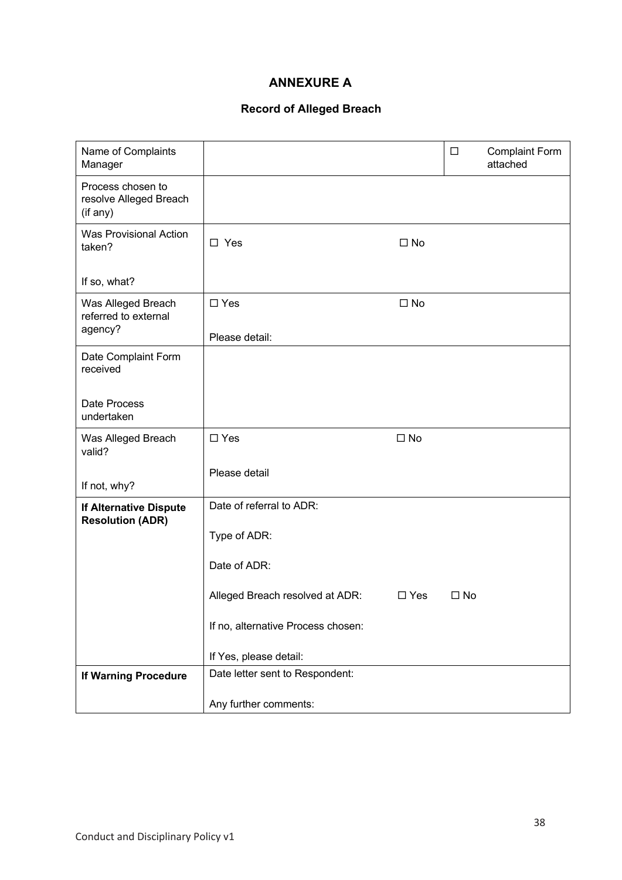# ANNEXURE A

## Record of Alleged Breach

| | | |
|---|---|---|
| Name of Complaints Manager | | ☐ Complaint Form attached |
| Process chosen to resolve Alleged Breach (if any) | | |
| Was Provisional Action taken?<br><br>If so, what? | ☐ Yes ☐ No | |
| Was Alleged Breach referred to external agency? | ☐ Yes ☐ No<br><br>Please detail: | |
| Date Complaint Form received<br><br>Date Process undertaken | | |
| Was Alleged Breach valid?<br><br>If not, why? | ☐ Yes ☐ No<br><br>Please detail | |
| **If Alternative Dispute Resolution (ADR)** | Date of referral to ADR:<br><br>Type of ADR:<br><br>Date of ADR:<br><br>Alleged Breach resolved at ADR: ☐ Yes ☐ No<br><br>If no, alternative Process chosen:<br><br>If Yes, please detail: | |
| **If Warning Procedure** | Date letter sent to Respondent:<br><br>Any further comments: | |

Conduct and Disciplinary Policy v1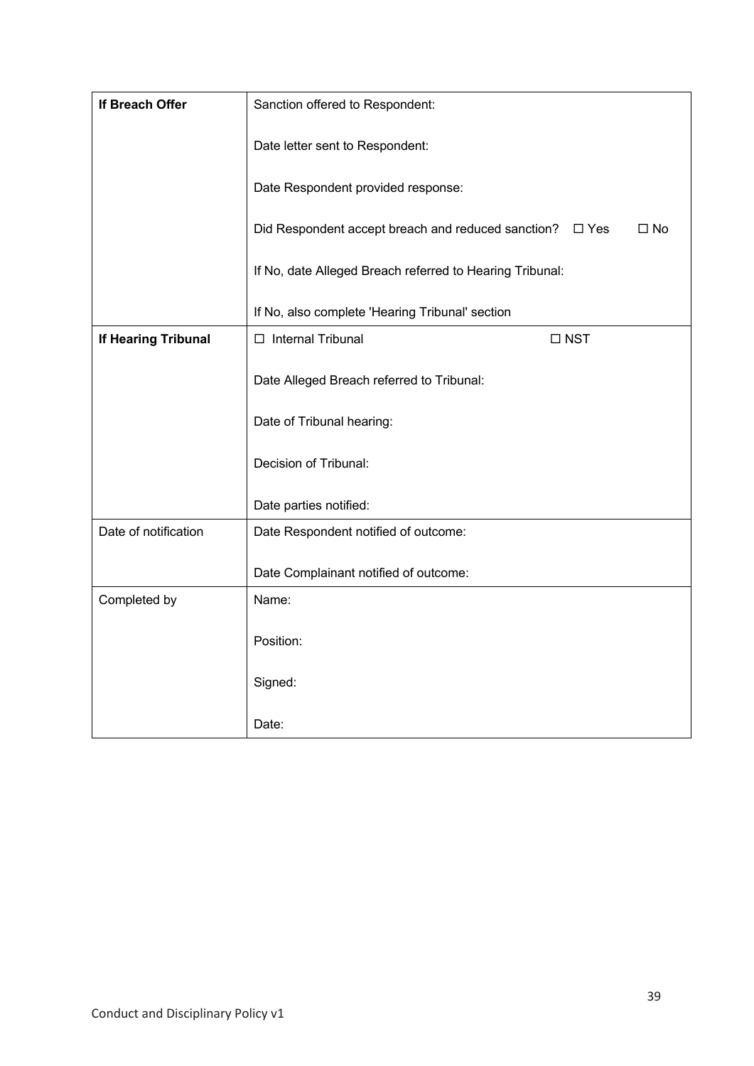| | |
|---|---|
| **If Breach Offer** | Sanction offered to Respondent:<br><br>Date letter sent to Respondent:<br><br>Date Respondent provided response:<br><br>Did Respondent accept breach and reduced sanction? ☐ Yes ☐ No<br><br>If No, date Alleged Breach referred to Hearing Tribunal:<br><br>If No, also complete 'Hearing Tribunal' section |
| **If Hearing Tribunal** | ☐ Internal Tribunal ☐ NST<br><br>Date Alleged Breach referred to Tribunal:<br><br>Date of Tribunal hearing:<br><br>Decision of Tribunal:<br><br>Date parties notified: |
| Date of notification | Date Respondent notified of outcome:<br><br>Date Complainant notified of outcome: |
| Completed by | Name:<br><br>Position:<br><br>Signed:<br><br>Date: |